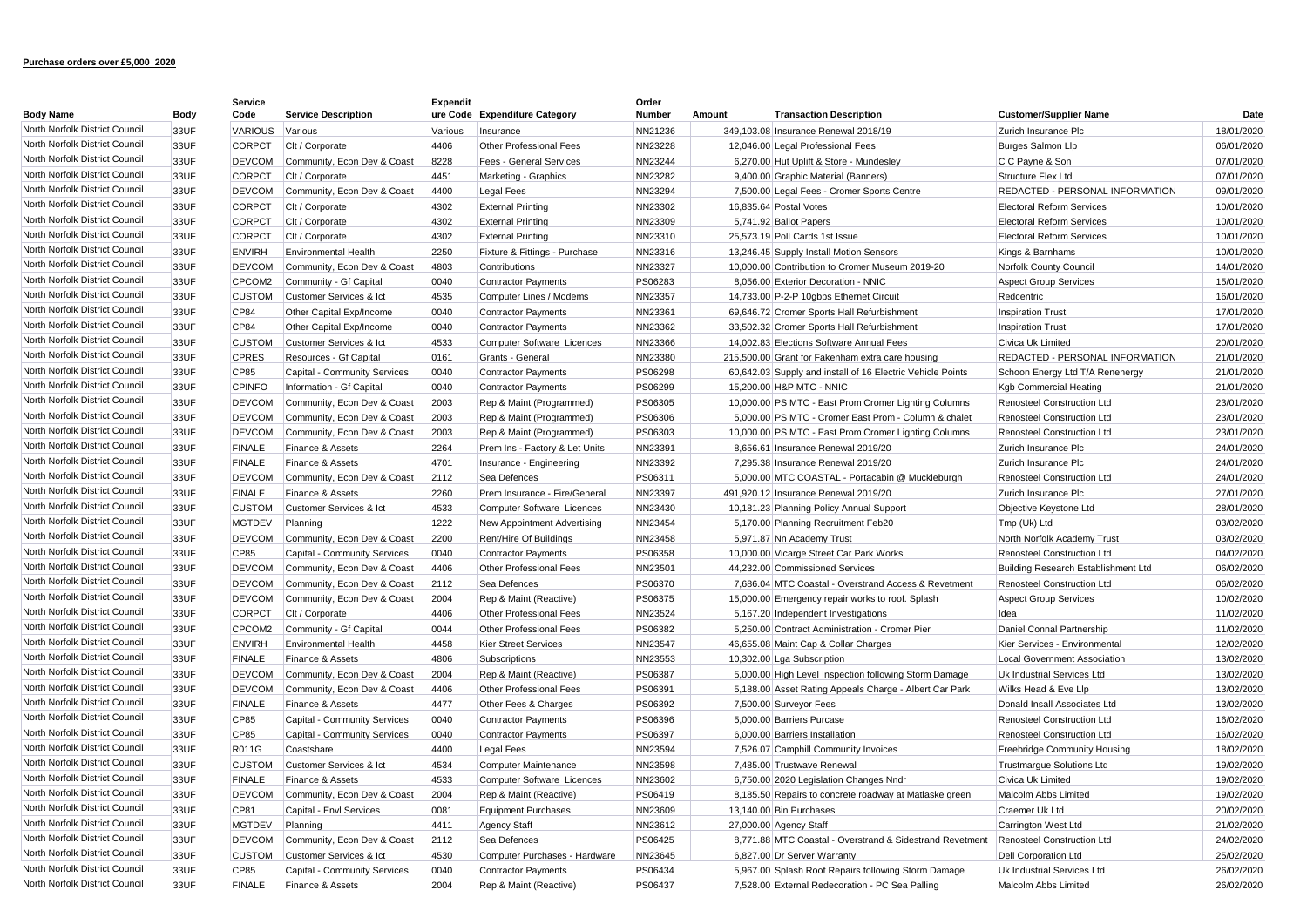**Purchase orders over £5,000 2020**

| Body Name | Body | Service Code | Service Description | Expenditure Code | Expenditure Category | Order Number | Amount | Transaction Description | Customer/Supplier Name | Date |
|---|---|---|---|---|---|---|---|---|---|---|
| North Norfolk District Council | 33UF | VARIOUS | Various | Various | Insurance | NN21236 | 349,103.08 | Insurance Renewal 2018/19 | Zurich Insurance Plc | 18/01/2020 |
| North Norfolk District Council | 33UF | CORPCT | Clt / Corporate | 4406 | Other Professional Fees | NN23228 | 12,046.00 | Legal Professional Fees | Burges Salmon Llp | 06/01/2020 |
| North Norfolk District Council | 33UF | DEVCOM | Community, Econ Dev & Coast | 8228 | Fees - General Services | NN23244 | 6,270.00 | Hut Uplift & Store - Mundesley | C C Payne & Son | 07/01/2020 |
| North Norfolk District Council | 33UF | CORPCT | Clt / Corporate | 4451 | Marketing - Graphics | NN23282 | 9,400.00 | Graphic Material (Banners) | Structure Flex Ltd | 07/01/2020 |
| North Norfolk District Council | 33UF | DEVCOM | Community, Econ Dev & Coast | 4400 | Legal Fees | NN23294 | 7,500.00 | Legal Fees - Cromer Sports Centre | REDACTED - PERSONAL INFORMATION | 09/01/2020 |
| North Norfolk District Council | 33UF | CORPCT | Clt / Corporate | 4302 | External Printing | NN23302 | 16,835.64 | Postal Votes | Electoral Reform Services | 10/01/2020 |
| North Norfolk District Council | 33UF | CORPCT | Clt / Corporate | 4302 | External Printing | NN23309 | 5,741.92 | Ballot Papers | Electoral Reform Services | 10/01/2020 |
| North Norfolk District Council | 33UF | CORPCT | Clt / Corporate | 4302 | External Printing | NN23310 | 25,573.19 | Poll Cards 1st Issue | Electoral Reform Services | 10/01/2020 |
| North Norfolk District Council | 33UF | ENVIRH | Environmental Health | 2250 | Fixture & Fittings - Purchase | NN23316 | 13,246.45 | Supply Install Motion Sensors | Kings & Barnhams | 10/01/2020 |
| North Norfolk District Council | 33UF | DEVCOM | Community, Econ Dev & Coast | 4803 | Contributions | NN23327 | 10,000.00 | Contribution to Cromer Museum 2019-20 | Norfolk County Council | 14/01/2020 |
| North Norfolk District Council | 33UF | CPCOM2 | Community - Gf Capital | 0040 | Contractor Payments | PS06283 | 8,056.00 | Exterior Decoration - NNIC | Aspect Group Services | 15/01/2020 |
| North Norfolk District Council | 33UF | CUSTOM | Customer Services & Ict | 4535 | Computer Lines / Modems | NN23357 | 14,733.00 | P-2-P 10gbps Ethernet Circuit | Redcentric | 16/01/2020 |
| North Norfolk District Council | 33UF | CP84 | Other Capital Exp/Income | 0040 | Contractor Payments | NN23361 | 69,646.72 | Cromer Sports Hall Refurbishment | Inspiration Trust | 17/01/2020 |
| North Norfolk District Council | 33UF | CP84 | Other Capital Exp/Income | 0040 | Contractor Payments | NN23362 | 33,502.32 | Cromer Sports Hall Refurbishment | Inspiration Trust | 17/01/2020 |
| North Norfolk District Council | 33UF | CUSTOM | Customer Services & Ict | 4533 | Computer Software Licences | NN23366 | 14,002.83 | Elections Software Annual Fees | Civica Uk Limited | 20/01/2020 |
| North Norfolk District Council | 33UF | CPRES | Resources - Gf Capital | 0161 | Grants - General | NN23380 | 215,500.00 | Grant for Fakenham extra care housing | REDACTED - PERSONAL INFORMATION | 21/01/2020 |
| North Norfolk District Council | 33UF | CP85 | Capital - Community Services | 0040 | Contractor Payments | PS06298 | 60,642.03 | Supply and install of 16 Electric Vehicle Points | Schoon Energy Ltd T/A Renenergy | 21/01/2020 |
| North Norfolk District Council | 33UF | CPINFO | Information - Gf Capital | 0040 | Contractor Payments | PS06299 | 15,200.00 | H&P MTC - NNIC | Kgb Commercial Heating | 21/01/2020 |
| North Norfolk District Council | 33UF | DEVCOM | Community, Econ Dev & Coast | 2003 | Rep & Maint (Programmed) | PS06305 | 10,000.00 | PS MTC - East Prom Cromer Lighting Columns | Renosteel Construction Ltd | 23/01/2020 |
| North Norfolk District Council | 33UF | DEVCOM | Community, Econ Dev & Coast | 2003 | Rep & Maint (Programmed) | PS06306 | 5,000.00 | PS MTC - Cromer East Prom - Column & chalet | Renosteel Construction Ltd | 23/01/2020 |
| North Norfolk District Council | 33UF | DEVCOM | Community, Econ Dev & Coast | 2003 | Rep & Maint (Programmed) | PS06303 | 10,000.00 | PS MTC - East Prom Cromer Lighting Columns | Renosteel Construction Ltd | 23/01/2020 |
| North Norfolk District Council | 33UF | FINALE | Finance & Assets | 2264 | Prem Ins - Factory & Let Units | NN23391 | 8,656.61 | Insurance Renewal 2019/20 | Zurich Insurance Plc | 24/01/2020 |
| North Norfolk District Council | 33UF | FINALE | Finance & Assets | 4701 | Insurance - Engineering | NN23392 | 7,295.38 | Insurance Renewal 2019/20 | Zurich Insurance Plc | 24/01/2020 |
| North Norfolk District Council | 33UF | DEVCOM | Community, Econ Dev & Coast | 2112 | Sea Defences | PS06311 | 5,000.00 | MTC COASTAL - Portacabin @ Muckleburgh | Renosteel Construction Ltd | 24/01/2020 |
| North Norfolk District Council | 33UF | FINALE | Finance & Assets | 2260 | Prem Insurance - Fire/General | NN23397 | 491,920.12 | Insurance Renewal 2019/20 | Zurich Insurance Plc | 27/01/2020 |
| North Norfolk District Council | 33UF | CUSTOM | Customer Services & Ict | 4533 | Computer Software Licences | NN23430 | 10,181.23 | Planning Policy Annual Support | Objective Keystone Ltd | 28/01/2020 |
| North Norfolk District Council | 33UF | MGTDEV | Planning | 1222 | New Appointment Advertising | NN23454 | 5,170.00 | Planning Recruitment Feb20 | Tmp (Uk) Ltd | 03/02/2020 |
| North Norfolk District Council | 33UF | DEVCOM | Community, Econ Dev & Coast | 2200 | Rent/Hire Of Buildings | NN23458 | 5,971.87 | Nn Academy Trust | North Norfolk Academy Trust | 03/02/2020 |
| North Norfolk District Council | 33UF | CP85 | Capital - Community Services | 0040 | Contractor Payments | PS06358 | 10,000.00 | Vicarge Street Car Park Works | Renosteel Construction Ltd | 04/02/2020 |
| North Norfolk District Council | 33UF | DEVCOM | Community, Econ Dev & Coast | 4406 | Other Professional Fees | NN23501 | 44,232.00 | Commissioned Services | Building Research Establishment Ltd | 06/02/2020 |
| North Norfolk District Council | 33UF | DEVCOM | Community, Econ Dev & Coast | 2112 | Sea Defences | PS06370 | 7,686.04 | MTC Coastal - Overstrand Access & Revetment | Renosteel Construction Ltd | 06/02/2020 |
| North Norfolk District Council | 33UF | DEVCOM | Community, Econ Dev & Coast | 2004 | Rep & Maint (Reactive) | PS06375 | 15,000.00 | Emergency repair works to roof. Splash | Aspect Group Services | 10/02/2020 |
| North Norfolk District Council | 33UF | CORPCT | Clt / Corporate | 4406 | Other Professional Fees | NN23524 | 5,167.20 | Independent Investigations | Idea | 11/02/2020 |
| North Norfolk District Council | 33UF | CPCOM2 | Community - Gf Capital | 0044 | Other Professional Fees | PS06382 | 5,250.00 | Contract Administration - Cromer Pier | Daniel Connal Partnership | 11/02/2020 |
| North Norfolk District Council | 33UF | ENVIRH | Environmental Health | 4458 | Kier Street Services | NN23547 | 46,655.08 | Maint Cap & Collar Charges | Kier Services - Environmental | 12/02/2020 |
| North Norfolk District Council | 33UF | FINALE | Finance & Assets | 4806 | Subscriptions | NN23553 | 10,302.00 | Lga Subscription | Local Government Association | 13/02/2020 |
| North Norfolk District Council | 33UF | DEVCOM | Community, Econ Dev & Coast | 2004 | Rep & Maint (Reactive) | PS06387 | 5,000.00 | High Level Inspection following Storm Damage | Uk Industrial Services Ltd | 13/02/2020 |
| North Norfolk District Council | 33UF | DEVCOM | Community, Econ Dev & Coast | 4406 | Other Professional Fees | PS06391 | 5,188.00 | Asset Rating Appeals Charge - Albert Car Park | Wilks Head & Eve Llp | 13/02/2020 |
| North Norfolk District Council | 33UF | FINALE | Finance & Assets | 4477 | Other Fees & Charges | PS06392 | 7,500.00 | Surveyor Fees | Donald Insall Associates Ltd | 13/02/2020 |
| North Norfolk District Council | 33UF | CP85 | Capital - Community Services | 0040 | Contractor Payments | PS06396 | 5,000.00 | Barriers Purcase | Renosteel Construction Ltd | 16/02/2020 |
| North Norfolk District Council | 33UF | CP85 | Capital - Community Services | 0040 | Contractor Payments | PS06397 | 6,000.00 | Barriers Installation | Renosteel Construction Ltd | 16/02/2020 |
| North Norfolk District Council | 33UF | R011G | Coastshare | 4400 | Legal Fees | NN23594 | 7,526.07 | Camphill Community Invoices | Freebridge Community Housing | 18/02/2020 |
| North Norfolk District Council | 33UF | CUSTOM | Customer Services & Ict | 4534 | Computer Maintenance | NN23598 | 7,485.00 | Trustwave Renewal | Trustmargue Solutions Ltd | 19/02/2020 |
| North Norfolk District Council | 33UF | FINALE | Finance & Assets | 4533 | Computer Software Licences | NN23602 | 6,750.00 | 2020 Legislation Changes Nndr | Civica Uk Limited | 19/02/2020 |
| North Norfolk District Council | 33UF | DEVCOM | Community, Econ Dev & Coast | 2004 | Rep & Maint (Reactive) | PS06419 | 8,185.50 | Repairs to concrete roadway at Matlaske green | Malcolm Abbs Limited | 19/02/2020 |
| North Norfolk District Council | 33UF | CP81 | Capital - Envl Services | 0081 | Equipment Purchases | NN23609 | 13,140.00 | Bin Purchases | Craemer Uk Ltd | 20/02/2020 |
| North Norfolk District Council | 33UF | MGTDEV | Planning | 4411 | Agency Staff | NN23612 | 27,000.00 | Agency Staff | Carrington West Ltd | 21/02/2020 |
| North Norfolk District Council | 33UF | DEVCOM | Community, Econ Dev & Coast | 2112 | Sea Defences | PS06425 | 8,771.88 | MTC Coastal - Overstrand & Sidestrand Revetment | Renosteel Construction Ltd | 24/02/2020 |
| North Norfolk District Council | 33UF | CUSTOM | Customer Services & Ict | 4530 | Computer Purchases - Hardware | NN23645 | 6,827.00 | Dr Server Warranty | Dell Corporation Ltd | 25/02/2020 |
| North Norfolk District Council | 33UF | CP85 | Capital - Community Services | 0040 | Contractor Payments | PS06434 | 5,967.00 | Splash Roof Repairs following Storm Damage | Uk Industrial Services Ltd | 26/02/2020 |
| North Norfolk District Council | 33UF | FINALE | Finance & Assets | 2004 | Rep & Maint (Reactive) | PS06437 | 7,528.00 | External Redecoration - PC Sea Palling | Malcolm Abbs Limited | 26/02/2020 |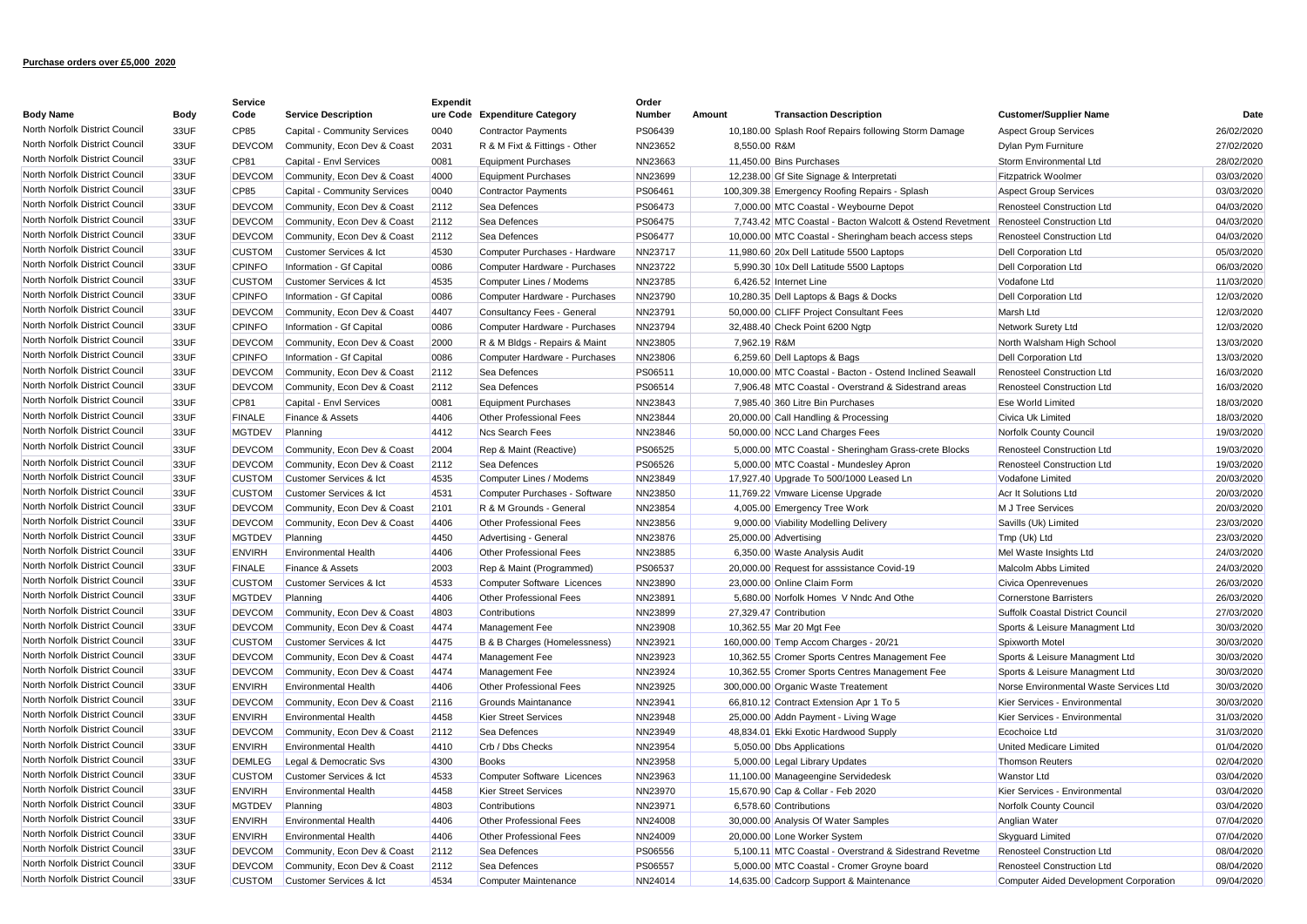**Purchase orders over £5,000 2020**

| Body Name | Body | Service Code | Service Description | Expenditure Code | Expenditure Category | Order Number | Amount | Transaction Description | Customer/Supplier Name | Date |
|---|---|---|---|---|---|---|---|---|---|---|
| North Norfolk District Council | 33UF | CP85 | Capital - Community Services | 0040 | Contractor Payments | PS06439 | 10,180.00 | Splash Roof Repairs following Storm Damage | Aspect Group Services | 26/02/2020 |
| North Norfolk District Council | 33UF | DEVCOM | Community, Econ Dev & Coast | 2031 | R & M Fixt & Fittings - Other | NN23652 | 8,550.00 | R&M | Dylan Pym Furniture | 27/02/2020 |
| North Norfolk District Council | 33UF | CP81 | Capital - Envl Services | 0081 | Equipment Purchases | NN23663 | 11,450.00 | Bins Purchases | Storm Environmental Ltd | 28/02/2020 |
| North Norfolk District Council | 33UF | DEVCOM | Community, Econ Dev & Coast | 4000 | Equipment Purchases | NN23699 | 12,238.00 | Gf Site Signage & Interpretati | Fitzpatrick Woolmer | 03/03/2020 |
| North Norfolk District Council | 33UF | CP85 | Capital - Community Services | 0040 | Contractor Payments | PS06461 | 100,309.38 | Emergency Roofing Repairs - Splash | Aspect Group Services | 03/03/2020 |
| North Norfolk District Council | 33UF | DEVCOM | Community, Econ Dev & Coast | 2112 | Sea Defences | PS06473 | 7,000.00 | MTC Coastal - Weybourne Depot | Renosteel Construction Ltd | 04/03/2020 |
| North Norfolk District Council | 33UF | DEVCOM | Community, Econ Dev & Coast | 2112 | Sea Defences | PS06475 | 7,743.42 | MTC Coastal - Bacton Walcott & Ostend Revetment | Renosteel Construction Ltd | 04/03/2020 |
| North Norfolk District Council | 33UF | DEVCOM | Community, Econ Dev & Coast | 2112 | Sea Defences | PS06477 | 10,000.00 | MTC Coastal - Sheringham beach access steps | Renosteel Construction Ltd | 04/03/2020 |
| North Norfolk District Council | 33UF | CUSTOM | Customer Services & Ict | 4530 | Computer Purchases - Hardware | NN23717 | 11,980.60 | 20x Dell Latitude 5500 Laptops | Dell Corporation Ltd | 05/03/2020 |
| North Norfolk District Council | 33UF | CPINFO | Information - Gf Capital | 0086 | Computer Hardware - Purchases | NN23722 | 5,990.30 | 10x Dell Latitude 5500 Laptops | Dell Corporation Ltd | 06/03/2020 |
| North Norfolk District Council | 33UF | CUSTOM | Customer Services & Ict | 4535 | Computer Lines / Modems | NN23785 | 6,426.52 | Internet Line | Vodafone Ltd | 11/03/2020 |
| North Norfolk District Council | 33UF | CPINFO | Information - Gf Capital | 0086 | Computer Hardware - Purchases | NN23790 | 10,280.35 | Dell Laptops & Bags & Docks | Dell Corporation Ltd | 12/03/2020 |
| North Norfolk District Council | 33UF | DEVCOM | Community, Econ Dev & Coast | 4407 | Consultancy Fees - General | NN23791 | 50,000.00 | CLIFF Project Consultant Fees | Marsh Ltd | 12/03/2020 |
| North Norfolk District Council | 33UF | CPINFO | Information - Gf Capital | 0086 | Computer Hardware - Purchases | NN23794 | 32,488.40 | Check Point 6200 Ngtp | Network Surety Ltd | 12/03/2020 |
| North Norfolk District Council | 33UF | DEVCOM | Community, Econ Dev & Coast | 2000 | R & M Bldgs - Repairs & Maint | NN23805 | 7,962.19 | R&M | North Walsham High School | 13/03/2020 |
| North Norfolk District Council | 33UF | CPINFO | Information - Gf Capital | 0086 | Computer Hardware - Purchases | NN23806 | 6,259.60 | Dell Laptops & Bags | Dell Corporation Ltd | 13/03/2020 |
| North Norfolk District Council | 33UF | DEVCOM | Community, Econ Dev & Coast | 2112 | Sea Defences | PS06511 | 10,000.00 | MTC Coastal - Bacton - Ostend Inclined Seawall | Renosteel Construction Ltd | 16/03/2020 |
| North Norfolk District Council | 33UF | DEVCOM | Community, Econ Dev & Coast | 2112 | Sea Defences | PS06514 | 7,906.48 | MTC Coastal - Overstrand & Sidestrand areas | Renosteel Construction Ltd | 16/03/2020 |
| North Norfolk District Council | 33UF | CP81 | Capital - Envl Services | 0081 | Equipment Purchases | NN23843 | 7,985.40 | 360 Litre Bin Purchases | Ese World Limited | 18/03/2020 |
| North Norfolk District Council | 33UF | FINALE | Finance & Assets | 4406 | Other Professional Fees | NN23844 | 20,000.00 | Call Handling & Processing | Civica Uk Limited | 18/03/2020 |
| North Norfolk District Council | 33UF | MGTDEV | Planning | 4412 | Ncs Search Fees | NN23846 | 50,000.00 | NCC Land Charges Fees | Norfolk County Council | 19/03/2020 |
| North Norfolk District Council | 33UF | DEVCOM | Community, Econ Dev & Coast | 2004 | Rep & Maint (Reactive) | PS06525 | 5,000.00 | MTC Coastal - Sheringham Grass-crete Blocks | Renosteel Construction Ltd | 19/03/2020 |
| North Norfolk District Council | 33UF | DEVCOM | Community, Econ Dev & Coast | 2112 | Sea Defences | PS06526 | 5,000.00 | MTC Coastal - Mundesley Apron | Renosteel Construction Ltd | 19/03/2020 |
| North Norfolk District Council | 33UF | CUSTOM | Customer Services & Ict | 4535 | Computer Lines / Modems | NN23849 | 17,927.40 | Upgrade To 500/1000 Leased Ln | Vodafone Limited | 20/03/2020 |
| North Norfolk District Council | 33UF | CUSTOM | Customer Services & Ict | 4531 | Computer Purchases - Software | NN23850 | 11,769.22 | Vmware License Upgrade | Acr It Solutions Ltd | 20/03/2020 |
| North Norfolk District Council | 33UF | DEVCOM | Community, Econ Dev & Coast | 2101 | R & M Grounds - General | NN23854 | 4,005.00 | Emergency Tree Work | M J Tree Services | 20/03/2020 |
| North Norfolk District Council | 33UF | DEVCOM | Community, Econ Dev & Coast | 4406 | Other Professional Fees | NN23856 | 9,000.00 | Viability Modelling Delivery | Savills (Uk) Limited | 23/03/2020 |
| North Norfolk District Council | 33UF | MGTDEV | Planning | 4450 | Advertising - General | NN23876 | 25,000.00 | Advertising | Tmp (Uk) Ltd | 23/03/2020 |
| North Norfolk District Council | 33UF | ENVIRH | Environmental Health | 4406 | Other Professional Fees | NN23885 | 6,350.00 | Waste Analysis Audit | Mel Waste Insights Ltd | 24/03/2020 |
| North Norfolk District Council | 33UF | FINALE | Finance & Assets | 2003 | Rep & Maint (Programmed) | PS06537 | 20,000.00 | Request for asssistance Covid-19 | Malcolm Abbs Limited | 24/03/2020 |
| North Norfolk District Council | 33UF | CUSTOM | Customer Services & Ict | 4533 | Computer Software Licences | NN23890 | 23,000.00 | Online Claim Form | Civica Openrevenues | 26/03/2020 |
| North Norfolk District Council | 33UF | MGTDEV | Planning | 4406 | Other Professional Fees | NN23891 | 5,680.00 | Norfolk Homes V Nndc And Othe | Cornerstone Barristers | 26/03/2020 |
| North Norfolk District Council | 33UF | DEVCOM | Community, Econ Dev & Coast | 4803 | Contributions | NN23899 | 27,329.47 | Contribution | Suffolk Coastal District Council | 27/03/2020 |
| North Norfolk District Council | 33UF | DEVCOM | Community, Econ Dev & Coast | 4474 | Management Fee | NN23908 | 10,362.55 | Mar 20 Mgt Fee | Sports & Leisure Managment Ltd | 30/03/2020 |
| North Norfolk District Council | 33UF | CUSTOM | Customer Services & Ict | 4475 | B & B Charges (Homelessness) | NN23921 | 160,000.00 | Temp Accom Charges - 20/21 | Spixworth Motel | 30/03/2020 |
| North Norfolk District Council | 33UF | DEVCOM | Community, Econ Dev & Coast | 4474 | Management Fee | NN23923 | 10,362.55 | Cromer Sports Centres Management Fee | Sports & Leisure Managment Ltd | 30/03/2020 |
| North Norfolk District Council | 33UF | DEVCOM | Community, Econ Dev & Coast | 4474 | Management Fee | NN23924 | 10,362.55 | Cromer Sports Centres Management Fee | Sports & Leisure Managment Ltd | 30/03/2020 |
| North Norfolk District Council | 33UF | ENVIRH | Environmental Health | 4406 | Other Professional Fees | NN23925 | 300,000.00 | Organic Waste Treatement | Norse Environmental Waste Services Ltd | 30/03/2020 |
| North Norfolk District Council | 33UF | DEVCOM | Community, Econ Dev & Coast | 2116 | Grounds Maintanance | NN23941 | 66,810.12 | Contract Extension Apr 1 To 5 | Kier Services - Environmental | 30/03/2020 |
| North Norfolk District Council | 33UF | ENVIRH | Environmental Health | 4458 | Kier Street Services | NN23948 | 25,000.00 | Addn Payment - Living Wage | Kier Services - Environmental | 31/03/2020 |
| North Norfolk District Council | 33UF | DEVCOM | Community, Econ Dev & Coast | 2112 | Sea Defences | NN23949 | 48,834.01 | Ekki Exotic Hardwood Supply | Ecochoice Ltd | 31/03/2020 |
| North Norfolk District Council | 33UF | ENVIRH | Environmental Health | 4410 | Crb / Dbs Checks | NN23954 | 5,050.00 | Dbs Applications | United Medicare Limited | 01/04/2020 |
| North Norfolk District Council | 33UF | DEMLEG | Legal & Democratic Svs | 4300 | Books | NN23958 | 5,000.00 | Legal Library Updates | Thomson Reuters | 02/04/2020 |
| North Norfolk District Council | 33UF | CUSTOM | Customer Services & Ict | 4533 | Computer Software Licences | NN23963 | 11,100.00 | Manageengine Servidedesk | Wanstor Ltd | 03/04/2020 |
| North Norfolk District Council | 33UF | ENVIRH | Environmental Health | 4458 | Kier Street Services | NN23970 | 15,670.90 | Cap & Collar - Feb 2020 | Kier Services - Environmental | 03/04/2020 |
| North Norfolk District Council | 33UF | MGTDEV | Planning | 4803 | Contributions | NN23971 | 6,578.60 | Contributions | Norfolk County Council | 03/04/2020 |
| North Norfolk District Council | 33UF | ENVIRH | Environmental Health | 4406 | Other Professional Fees | NN24008 | 30,000.00 | Analysis Of Water Samples | Anglian Water | 07/04/2020 |
| North Norfolk District Council | 33UF | ENVIRH | Environmental Health | 4406 | Other Professional Fees | NN24009 | 20,000.00 | Lone Worker System | Skyguard Limited | 07/04/2020 |
| North Norfolk District Council | 33UF | DEVCOM | Community, Econ Dev & Coast | 2112 | Sea Defences | PS06556 | 5,100.11 | MTC Coastal - Overstrand & Sidestrand Revetme | Renosteel Construction Ltd | 08/04/2020 |
| North Norfolk District Council | 33UF | DEVCOM | Community, Econ Dev & Coast | 2112 | Sea Defences | PS06557 | 5,000.00 | MTC Coastal - Cromer Groyne board | Renosteel Construction Ltd | 08/04/2020 |
| North Norfolk District Council | 33UF | CUSTOM | Customer Services & Ict | 4534 | Computer Maintenance | NN24014 | 14,635.00 | Cadcorp Support & Maintenance | Computer Aided Development Corporation | 09/04/2020 |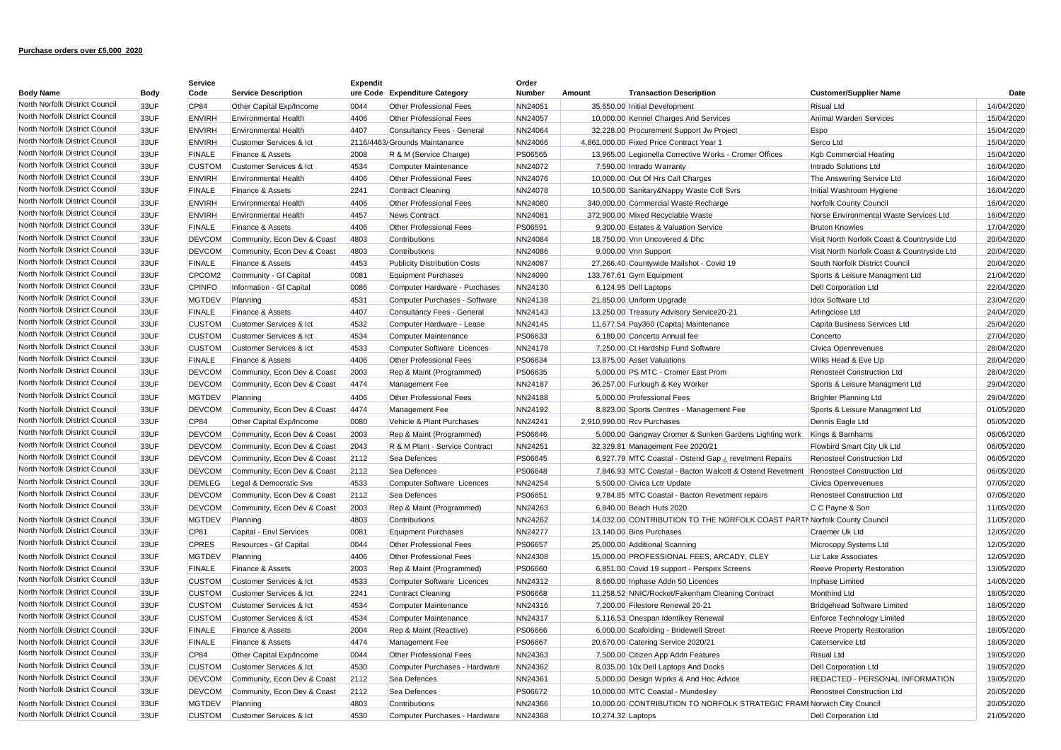**Purchase orders over £5,000 2020**

| Body Name | Body | Service Code | Service Description | Expenditure Code | Expenditure Category | Order Number | Amount | Transaction Description | Customer/Supplier Name | Date |
|---|---|---|---|---|---|---|---|---|---|---|
| North Norfolk District Council | 33UF | CP84 | Other Capital Exp/Income | 0044 | Other Professional Fees | NN24051 | 35,650.00 | Initial Development | Risual Ltd | 14/04/2020 |
| North Norfolk District Council | 33UF | ENVIRH | Environmental Health | 4406 | Other Professional Fees | NN24057 | 10,000.00 | Kennel Charges And Services | Animal Warden Services | 15/04/2020 |
| North Norfolk District Council | 33UF | ENVIRH | Environmental Health | 4407 | Consultancy Fees - General | NN24064 | 32,228.00 | Procurement Support Jw Project | Espo | 15/04/2020 |
| North Norfolk District Council | 33UF | ENVIRH | Customer Services & Ict | 2116/4463/ | Grounds Maintanance | NN24066 | 4,861,000.00 | Fixed Price Contract Year 1 | Serco Ltd | 15/04/2020 |
| North Norfolk District Council | 33UF | FINALE | Finance & Assets | 2008 | R & M (Service Charge) | PS06565 | 13,965.00 | Legionella Corrective Works - Cromer Offices | Kgb Commercial Heating | 15/04/2020 |
| North Norfolk District Council | 33UF | CUSTOM | Customer Services & Ict | 4534 | Computer Maintenance | NN24072 | 7,590.00 | Intrado Warranty | Intrado Solutions Ltd | 16/04/2020 |
| North Norfolk District Council | 33UF | ENVIRH | Environmental Health | 4406 | Other Professional Fees | NN24076 | 10,000.00 | Out Of Hrs Call Charges | The Answering Service Ltd | 16/04/2020 |
| North Norfolk District Council | 33UF | FINALE | Finance & Assets | 2241 | Contract Cleaning | NN24078 | 10,500.00 | Sanitary&Nappy Waste Coll Svrs | Initial Washroom Hygiene | 16/04/2020 |
| North Norfolk District Council | 33UF | ENVIRH | Environmental Health | 4406 | Other Professional Fees | NN24080 | 340,000.00 | Commercial Waste Recharge | Norfolk County Council | 16/04/2020 |
| North Norfolk District Council | 33UF | ENVIRH | Environmental Health | 4457 | News Contract | NN24081 | 372,900.00 | Mixed Recyclable Waste | Norse Environmental Waste Services Ltd | 16/04/2020 |
| North Norfolk District Council | 33UF | FINALE | Finance & Assets | 4406 | Other Professional Fees | PS06591 | 9,300.00 | Estates & Valuation Service | Bruton Knowles | 17/04/2020 |
| North Norfolk District Council | 33UF | DEVCOM | Community, Econ Dev & Coast | 4803 | Contributions | NN24084 | 18,750.00 | Vnn Uncovered & Dhc | Visit North Norfolk Coast & Countryside Ltd | 20/04/2020 |
| North Norfolk District Council | 33UF | DEVCOM | Community, Econ Dev & Coast | 4803 | Contributions | NN24086 | 9,000.00 | Vnn Support | Visit North Norfolk Coast & Countryside Ltd | 20/04/2020 |
| North Norfolk District Council | 33UF | FINALE | Finance & Assets | 4453 | Publicity Distribution Costs | NN24087 | 27,266.40 | Countywide Mailshot - Covid 19 | South Norfolk District Council | 20/04/2020 |
| North Norfolk District Council | 33UF | CPCOM2 | Community - Gf Capital | 0081 | Equipment Purchases | NN24090 | 133,767.61 | Gym Equipment | Sports & Leisure Managment Ltd | 21/04/2020 |
| North Norfolk District Council | 33UF | CPINFO | Information - Gf Capital | 0086 | Computer Hardware - Purchases | NN24130 | 6,124.95 | Dell Laptops | Dell Corporation Ltd | 22/04/2020 |
| North Norfolk District Council | 33UF | MGTDEV | Planning | 4531 | Computer Purchases - Software | NN24138 | 21,850.00 | Uniform Upgrade | Idox Software Ltd | 23/04/2020 |
| North Norfolk District Council | 33UF | FINALE | Finance & Assets | 4407 | Consultancy Fees - General | NN24143 | 13,250.00 | Treasury Advisory Service20-21 | Arlingclose Ltd | 24/04/2020 |
| North Norfolk District Council | 33UF | CUSTOM | Customer Services & Ict | 4532 | Computer Hardware - Lease | NN24145 | 11,677.54 | Pay360 (Capita) Maintenance | Capita Business Services Ltd | 25/04/2020 |
| North Norfolk District Council | 33UF | CUSTOM | Customer Services & Ict | 4534 | Computer Maintenance | PS06633 | 6,180.00 | Concerto Annual fee | Concerto | 27/04/2020 |
| North Norfolk District Council | 33UF | CUSTOM | Customer Services & Ict | 4533 | Computer Software Licences | NN24178 | 7,250.00 | Ct Hardship Fund Software | Civica Openrevenues | 28/04/2020 |
| North Norfolk District Council | 33UF | FINALE | Finance & Assets | 4406 | Other Professional Fees | PS06634 | 13,875.00 | Asset Valuations | Wilks Head & Eve Llp | 28/04/2020 |
| North Norfolk District Council | 33UF | DEVCOM | Community, Econ Dev & Coast | 2003 | Rep & Maint (Programmed) | PS06635 | 5,000.00 | PS MTC - Cromer East Prom | Renosteel Construction Ltd | 28/04/2020 |
| North Norfolk District Council | 33UF | DEVCOM | Community, Econ Dev & Coast | 4474 | Management Fee | NN24187 | 36,257.00 | Furlough & Key Worker | Sports & Leisure Managment Ltd | 29/04/2020 |
| North Norfolk District Council | 33UF | MGTDEV | Planning | 4406 | Other Professional Fees | NN24188 | 5,000.00 | Professional Fees | Brighter Planning Ltd | 29/04/2020 |
| North Norfolk District Council | 33UF | DEVCOM | Community, Econ Dev & Coast | 4474 | Management Fee | NN24192 | 8,823.00 | Sports Centres - Management Fee | Sports & Leisure Managment Ltd | 01/05/2020 |
| North Norfolk District Council | 33UF | CP84 | Other Capital Exp/Income | 0080 | Vehicle & Plant Purchases | NN24241 | 2,910,990.00 | Rcv Purchases | Dennis Eagle Ltd | 05/05/2020 |
| North Norfolk District Council | 33UF | DEVCOM | Community, Econ Dev & Coast | 2003 | Rep & Maint (Programmed) | PS06646 | 5,000.00 | Gangway Cromer & Sunken Gardens Lighting work | Kings & Barnhams | 06/05/2020 |
| North Norfolk District Council | 33UF | DEVCOM | Community, Econ Dev & Coast | 2043 | R & M Plant - Service Contract | NN24251 | 32,329.81 | Management Fee 2020/21 | Flowbird Smart City Uk Ltd | 06/05/2020 |
| North Norfolk District Council | 33UF | DEVCOM | Community, Econ Dev & Coast | 2112 | Sea Defences | PS06645 | 6,927.79 | MTC Coastal - Ostend Gap ¿ revetment Repairs | Renosteel Construction Ltd | 06/05/2020 |
| North Norfolk District Council | 33UF | DEVCOM | Community, Econ Dev & Coast | 2112 | Sea Defences | PS06648 | 7,846.93 | MTC Coastal - Bacton Walcott & Ostend Revetment | Renosteel Construction Ltd | 06/05/2020 |
| North Norfolk District Council | 33UF | DEMLEG | Legal & Democratic Svs | 4533 | Computer Software Licences | NN24254 | 5,500.00 | Civica Lctr Update | Civica Openrevenues | 07/05/2020 |
| North Norfolk District Council | 33UF | DEVCOM | Community, Econ Dev & Coast | 2112 | Sea Defences | PS06651 | 9,784.85 | MTC Coastal - Bacton Revetment repairs | Renosteel Construction Ltd | 07/05/2020 |
| North Norfolk District Council | 33UF | DEVCOM | Community, Econ Dev & Coast | 2003 | Rep & Maint (Programmed) | NN24263 | 6,840.00 | Beach Huts 2020 | C C Payne & Son | 11/05/2020 |
| North Norfolk District Council | 33UF | MGTDEV | Planning | 4803 | Contributions | NN24262 | 14,032.00 | CONTRIBUTION TO THE NORFOLK COAST PARTN | Norfolk County Council | 11/05/2020 |
| North Norfolk District Council | 33UF | CP81 | Capital - Envl Services | 0081 | Equipment Purchases | NN24277 | 13,140.00 | Bins Purchases | Craemer Uk Ltd | 12/05/2020 |
| North Norfolk District Council | 33UF | CPRES | Resources - Gf Capital | 0044 | Other Professional Fees | PS06657 | 25,000.00 | Additional Scanning | Microcopy Systems Ltd | 12/05/2020 |
| North Norfolk District Council | 33UF | MGTDEV | Planning | 4406 | Other Professional Fees | NN24308 | 15,000.00 | PROFESSIONAL FEES, ARCADY, CLEY | Liz Lake Associates | 12/05/2020 |
| North Norfolk District Council | 33UF | FINALE | Finance & Assets | 2003 | Rep & Maint (Programmed) | PS06660 | 6,851.00 | Covid 19 support - Perspex Screens | Reeve Property Restoration | 13/05/2020 |
| North Norfolk District Council | 33UF | CUSTOM | Customer Services & Ict | 4533 | Computer Software Licences | NN24312 | 8,660.00 | Inphase Addn 50 Licences | Inphase Limited | 14/05/2020 |
| North Norfolk District Council | 33UF | CUSTOM | Customer Services & Ict | 2241 | Contract Cleaning | PS06668 | 11,258.52 | NNIC/Rocket/Fakenham Cleaning Contract | Monthind Ltd | 18/05/2020 |
| North Norfolk District Council | 33UF | CUSTOM | Customer Services & Ict | 4534 | Computer Maintenance | NN24316 | 7,200.00 | Filestore Renewal 20-21 | Bridgehead Software Limited | 18/05/2020 |
| North Norfolk District Council | 33UF | CUSTOM | Customer Services & Ict | 4534 | Computer Maintenance | NN24317 | 5,116.53 | Onespan Identikey Renewal | Enforce Technology Limited | 18/05/2020 |
| North Norfolk District Council | 33UF | FINALE | Finance & Assets | 2004 | Rep & Maint (Reactive) | PS06666 | 6,000.00 | Scafolding - Bridewell Street | Reeve Property Restoration | 18/05/2020 |
| North Norfolk District Council | 33UF | FINALE | Finance & Assets | 4474 | Management Fee | PS06667 | 20,670.00 | Catering Service 2020/21 | Caterservice Ltd | 18/05/2020 |
| North Norfolk District Council | 33UF | CP84 | Other Capital Exp/Income | 0044 | Other Professional Fees | NN24363 | 7,500.00 | Citizen App Addn Features | Risual Ltd | 19/05/2020 |
| North Norfolk District Council | 33UF | CUSTOM | Customer Services & Ict | 4530 | Computer Purchases - Hardware | NN24362 | 8,035.00 | 10x Dell Laptops And Docks | Dell Corporation Ltd | 19/05/2020 |
| North Norfolk District Council | 33UF | DEVCOM | Community, Econ Dev & Coast | 2112 | Sea Defences | NN24361 | 5,000.00 | Design Wprks & And Hoc Advice | REDACTED - PERSONAL INFORMATION | 19/05/2020 |
| North Norfolk District Council | 33UF | DEVCOM | Community, Econ Dev & Coast | 2112 | Sea Defences | PS06672 | 10,000.00 | MTC Coastal - Mundesley | Renosteel Construction Ltd | 20/05/2020 |
| North Norfolk District Council | 33UF | MGTDEV | Planning | 4803 | Contributions | NN24366 | 10,000.00 | CONTRIBUTION TO NORFOLK STRATEGIC FRAMI | Norwich City Council | 20/05/2020 |
| North Norfolk District Council | 33UF | CUSTOM | Customer Services & Ict | 4530 | Computer Purchases - Hardware | NN24368 | 10,274.32 | Laptops | Dell Corporation Ltd | 21/05/2020 |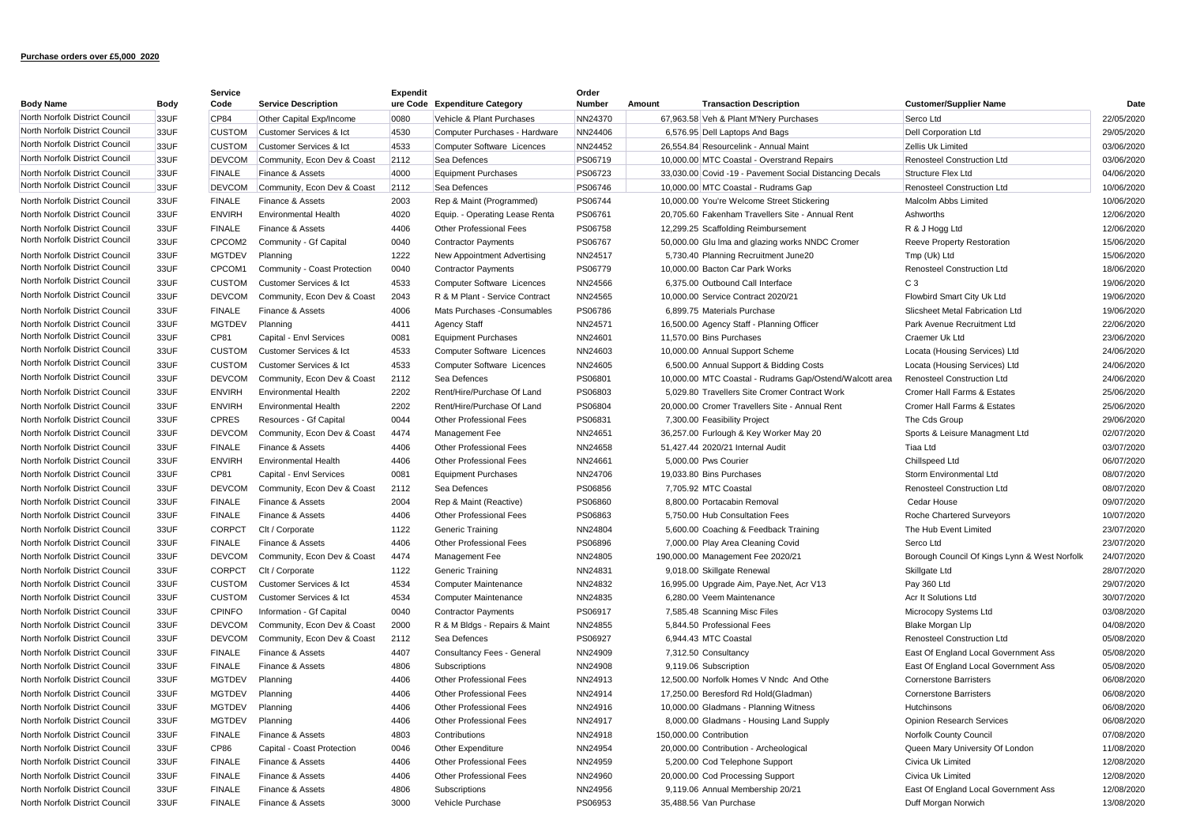**Purchase orders over £5,000 2020**

| Body Name | Body | Service Code | Service Description | Expenditure Code | Expenditure Category | Order Number | Amount | Transaction Description | Customer/Supplier Name | Date |
|---|---|---|---|---|---|---|---|---|---|---|
| North Norfolk District Council | 33UF | CP84 | Other Capital Exp/Income | 0080 | Vehicle & Plant Purchases | NN24370 | 67,963.58 | Veh & Plant M'Nery Purchases | Serco Ltd | 22/05/2020 |
| North Norfolk District Council | 33UF | CUSTOM | Customer Services & Ict | 4530 | Computer Purchases - Hardware | NN24406 | 6,576.95 | Dell Laptops And Bags | Dell Corporation Ltd | 29/05/2020 |
| North Norfolk District Council | 33UF | CUSTOM | Customer Services & Ict | 4533 | Computer Software Licences | NN24452 | 26,554.84 | Resourcelink - Annual Maint | Zellis Uk Limited | 03/06/2020 |
| North Norfolk District Council | 33UF | DEVCOM | Community, Econ Dev & Coast | 2112 | Sea Defences | PS06719 | 10,000.00 | MTC Coastal - Overstrand Repairs | Renosteel Construction Ltd | 03/06/2020 |
| North Norfolk District Council | 33UF | FINALE | Finance & Assets | 4000 | Equipment Purchases | PS06723 | 33,030.00 | Covid -19 - Pavement Social Distancing Decals | Structure Flex Ltd | 04/06/2020 |
| North Norfolk District Council | 33UF | DEVCOM | Community, Econ Dev & Coast | 2112 | Sea Defences | PS06746 | 10,000.00 | MTC Coastal - Rudrams Gap | Renosteel Construction Ltd | 10/06/2020 |
| North Norfolk District Council | 33UF | FINALE | Finance & Assets | 2003 | Rep & Maint (Programmed) | PS06744 | 10,000.00 | You're Welcome Street Stickering | Malcolm Abbs Limited | 10/06/2020 |
| North Norfolk District Council | 33UF | ENVIRH | Environmental Health | 4020 | Equip. - Operating Lease Renta | PS06761 | 20,705.60 | Fakenham Travellers Site - Annual Rent | Ashworths | 12/06/2020 |
| North Norfolk District Council | 33UF | FINALE | Finance & Assets | 4406 | Other Professional Fees | PS06758 | 12,299.25 | Scaffolding Reimbursement | R & J Hogg Ltd | 12/06/2020 |
| North Norfolk District Council | 33UF | CPCOM2 | Community - Gf Capital | 0040 | Contractor Payments | PS06767 | 50,000.00 | Glu lma and glazing works NNDC Cromer | Reeve Property Restoration | 15/06/2020 |
| North Norfolk District Council | 33UF | MGTDEV | Planning | 1222 | New Appointment Advertising | NN24517 | 5,730.40 | Planning Recruitment June20 | Tmp (Uk) Ltd | 15/06/2020 |
| North Norfolk District Council | 33UF | CPCOM1 | Community - Coast Protection | 0040 | Contractor Payments | PS06779 | 10,000.00 | Bacton Car Park Works | Renosteel Construction Ltd | 18/06/2020 |
| North Norfolk District Council | 33UF | CUSTOM | Customer Services & Ict | 4533 | Computer Software Licences | NN24566 | 6,375.00 | Outbound Call Interface | C 3 | 19/06/2020 |
| North Norfolk District Council | 33UF | DEVCOM | Community, Econ Dev & Coast | 2043 | R & M Plant - Service Contract | NN24565 | 10,000.00 | Service Contract 2020/21 | Flowbird Smart City Uk Ltd | 19/06/2020 |
| North Norfolk District Council | 33UF | FINALE | Finance & Assets | 4006 | Mats Purchases -Consumables | PS06786 | 6,899.75 | Materials Purchase | Slicsheet Metal Fabrication Ltd | 19/06/2020 |
| North Norfolk District Council | 33UF | MGTDEV | Planning | 4411 | Agency Staff | NN24571 | 16,500.00 | Agency Staff - Planning Officer | Park Avenue Recruitment Ltd | 22/06/2020 |
| North Norfolk District Council | 33UF | CP81 | Capital - Envl Services | 0081 | Equipment Purchases | NN24601 | 11,570.00 | Bins Purchases | Craemer Uk Ltd | 23/06/2020 |
| North Norfolk District Council | 33UF | CUSTOM | Customer Services & Ict | 4533 | Computer Software Licences | NN24603 | 10,000.00 | Annual Support Scheme | Locata (Housing Services) Ltd | 24/06/2020 |
| North Norfolk District Council | 33UF | CUSTOM | Customer Services & Ict | 4533 | Computer Software Licences | NN24605 | 6,500.00 | Annual Support & Bidding Costs | Locata (Housing Services) Ltd | 24/06/2020 |
| North Norfolk District Council | 33UF | DEVCOM | Community, Econ Dev & Coast | 2112 | Sea Defences | PS06801 | 10,000.00 | MTC Coastal - Rudrams Gap/Ostend/Walcott area | Renosteel Construction Ltd | 24/06/2020 |
| North Norfolk District Council | 33UF | ENVIRH | Environmental Health | 2202 | Rent/Hire/Purchase Of Land | PS06803 | 5,029.80 | Travellers Site Cromer Contract Work | Cromer Hall Farms & Estates | 25/06/2020 |
| North Norfolk District Council | 33UF | ENVIRH | Environmental Health | 2202 | Rent/Hire/Purchase Of Land | PS06804 | 20,000.00 | Cromer Travellers Site - Annual Rent | Cromer Hall Farms & Estates | 25/06/2020 |
| North Norfolk District Council | 33UF | CPRES | Resources - Gf Capital | 0044 | Other Professional Fees | PS06831 | 7,300.00 | Feasibility Project | The Cds Group | 29/06/2020 |
| North Norfolk District Council | 33UF | DEVCOM | Community, Econ Dev & Coast | 4474 | Management Fee | NN24651 | 36,257.00 | Furlough & Key Worker May 20 | Sports & Leisure Managment Ltd | 02/07/2020 |
| North Norfolk District Council | 33UF | FINALE | Finance & Assets | 4406 | Other Professional Fees | NN24658 | 51,427.44 | 2020/21 Internal Audit | Tiaa Ltd | 03/07/2020 |
| North Norfolk District Council | 33UF | ENVIRH | Environmental Health | 4406 | Other Professional Fees | NN24661 | 5,000.00 | Pws Courier | Chillspeed Ltd | 06/07/2020 |
| North Norfolk District Council | 33UF | CP81 | Capital - Envl Services | 0081 | Equipment Purchases | NN24706 | 19,033.80 | Bins Purchases | Storm Environmental Ltd | 08/07/2020 |
| North Norfolk District Council | 33UF | DEVCOM | Community, Econ Dev & Coast | 2112 | Sea Defences | PS06856 | 7,705.92 | MTC Coastal | Renosteel Construction Ltd | 08/07/2020 |
| North Norfolk District Council | 33UF | FINALE | Finance & Assets | 2004 | Rep & Maint (Reactive) | PS06860 | 8,800.00 | Portacabin Removal | Cedar House | 09/07/2020 |
| North Norfolk District Council | 33UF | FINALE | Finance & Assets | 4406 | Other Professional Fees | PS06863 | 5,750.00 | Hub Consultation Fees | Roche Chartered Surveyors | 10/07/2020 |
| North Norfolk District Council | 33UF | CORPCT | Clt / Corporate | 1122 | Generic Training | NN24804 | 5,600.00 | Coaching & Feedback Training | The Hub Event Limited | 23/07/2020 |
| North Norfolk District Council | 33UF | FINALE | Finance & Assets | 4406 | Other Professional Fees | PS06896 | 7,000.00 | Play Area Cleaning Covid | Serco Ltd | 23/07/2020 |
| North Norfolk District Council | 33UF | DEVCOM | Community, Econ Dev & Coast | 4474 | Management Fee | NN24805 | 190,000.00 | Management Fee 2020/21 | Borough Council Of Kings Lynn & West Norfolk | 24/07/2020 |
| North Norfolk District Council | 33UF | CORPCT | Clt / Corporate | 1122 | Generic Training | NN24831 | 9,018.00 | Skillgate Renewal | Skillgate Ltd | 28/07/2020 |
| North Norfolk District Council | 33UF | CUSTOM | Customer Services & Ict | 4534 | Computer Maintenance | NN24832 | 16,995.00 | Upgrade Aim, Paye.Net, Acr V13 | Pay 360 Ltd | 29/07/2020 |
| North Norfolk District Council | 33UF | CUSTOM | Customer Services & Ict | 4534 | Computer Maintenance | NN24835 | 6,280.00 | Veem Maintenance | Acr It Solutions Ltd | 30/07/2020 |
| North Norfolk District Council | 33UF | CPINFO | Information - Gf Capital | 0040 | Contractor Payments | PS06917 | 7,585.48 | Scanning Misc Files | Microcopy Systems Ltd | 03/08/2020 |
| North Norfolk District Council | 33UF | DEVCOM | Community, Econ Dev & Coast | 2000 | R & M Bldgs - Repairs & Maint | NN24855 | 5,844.50 | Professional Fees | Blake Morgan Llp | 04/08/2020 |
| North Norfolk District Council | 33UF | DEVCOM | Community, Econ Dev & Coast | 2112 | Sea Defences | PS06927 | 6,944.43 | MTC Coastal | Renosteel Construction Ltd | 05/08/2020 |
| North Norfolk District Council | 33UF | FINALE | Finance & Assets | 4407 | Consultancy Fees - General | NN24909 | 7,312.50 | Consultancy | East Of England Local Government Ass | 05/08/2020 |
| North Norfolk District Council | 33UF | FINALE | Finance & Assets | 4806 | Subscriptions | NN24908 | 9,119.06 | Subscription | East Of England Local Government Ass | 05/08/2020 |
| North Norfolk District Council | 33UF | MGTDEV | Planning | 4406 | Other Professional Fees | NN24913 | 12,500.00 | Norfolk Homes V Nndc And Othe | Cornerstone Barristers | 06/08/2020 |
| North Norfolk District Council | 33UF | MGTDEV | Planning | 4406 | Other Professional Fees | NN24914 | 17,250.00 | Beresford Rd Hold(Gladman) | Cornerstone Barristers | 06/08/2020 |
| North Norfolk District Council | 33UF | MGTDEV | Planning | 4406 | Other Professional Fees | NN24916 | 10,000.00 | Gladmans - Planning Witness | Hutchinsons | 06/08/2020 |
| North Norfolk District Council | 33UF | MGTDEV | Planning | 4406 | Other Professional Fees | NN24917 | 8,000.00 | Gladmans - Housing Land Supply | Opinion Research Services | 06/08/2020 |
| North Norfolk District Council | 33UF | FINALE | Finance & Assets | 4803 | Contributions | NN24918 | 150,000.00 | Contribution | Norfolk County Council | 07/08/2020 |
| North Norfolk District Council | 33UF | CP86 | Capital - Coast Protection | 0046 | Other Expenditure | NN24954 | 20,000.00 | Contribution - Archeological | Queen Mary University Of London | 11/08/2020 |
| North Norfolk District Council | 33UF | FINALE | Finance & Assets | 4406 | Other Professional Fees | NN24959 | 5,200.00 | Cod Telephone Support | Civica Uk Limited | 12/08/2020 |
| North Norfolk District Council | 33UF | FINALE | Finance & Assets | 4406 | Other Professional Fees | NN24960 | 20,000.00 | Cod Processing Support | Civica Uk Limited | 12/08/2020 |
| North Norfolk District Council | 33UF | FINALE | Finance & Assets | 4806 | Subscriptions | NN24956 | 9,119.06 | Annual Membership 20/21 | East Of England Local Government Ass | 12/08/2020 |
| North Norfolk District Council | 33UF | FINALE | Finance & Assets | 3000 | Vehicle Purchase | PS06953 | 35,488.56 | Van Purchase | Duff Morgan Norwich | 13/08/2020 |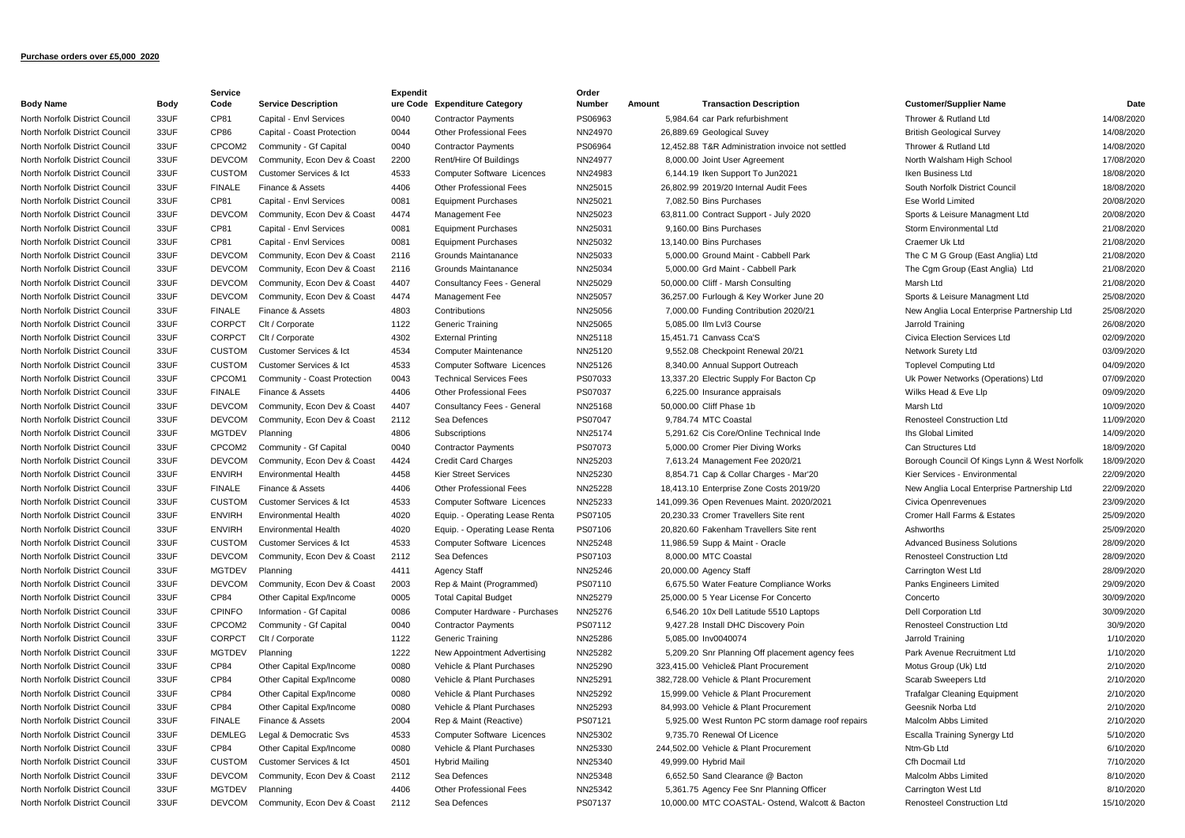**Purchase orders over £5,000 2020**

| Body Name | Body | Service Code | Service Description | Expenditure Code | Expenditure Category | Order Number | Amount | Transaction Description | Customer/Supplier Name | Date |
|---|---|---|---|---|---|---|---|---|---|---|
| North Norfolk District Council | 33UF | CP81 | Capital - Envl Services | 0040 | Contractor Payments | PS06963 | 5,984.64 | car Park refurbishment | Thrower & Rutland Ltd | 14/08/2020 |
| North Norfolk District Council | 33UF | CP86 | Capital - Coast Protection | 0044 | Other Professional Fees | NN24970 | 26,889.69 | Geological Suvey | British Geological Survey | 14/08/2020 |
| North Norfolk District Council | 33UF | CPCOM2 | Community - Gf Capital | 0040 | Contractor Payments | PS06964 | 12,452.88 | T&R Administration invoice not settled | Thrower & Rutland Ltd | 14/08/2020 |
| North Norfolk District Council | 33UF | DEVCOM | Community, Econ Dev & Coast | 2200 | Rent/Hire Of Buildings | NN24977 | 8,000.00 | Joint User Agreement | North Walsham High School | 17/08/2020 |
| North Norfolk District Council | 33UF | CUSTOM | Customer Services & Ict | 4533 | Computer Software Licences | NN24983 | 6,144.19 | Iken Support To Jun2021 | Iken Business Ltd | 18/08/2020 |
| North Norfolk District Council | 33UF | FINALE | Finance & Assets | 4406 | Other Professional Fees | NN25015 | 26,802.99 | 2019/20 Internal Audit Fees | South Norfolk District Council | 18/08/2020 |
| North Norfolk District Council | 33UF | CP81 | Capital - Envl Services | 0081 | Equipment Purchases | NN25021 | 7,082.50 | Bins Purchases | Ese World Limited | 20/08/2020 |
| North Norfolk District Council | 33UF | DEVCOM | Community, Econ Dev & Coast | 4474 | Management Fee | NN25023 | 63,811.00 | Contract Support - July 2020 | Sports & Leisure Managment Ltd | 20/08/2020 |
| North Norfolk District Council | 33UF | CP81 | Capital - Envl Services | 0081 | Equipment Purchases | NN25031 | 9,160.00 | Bins Purchases | Storm Environmental Ltd | 21/08/2020 |
| North Norfolk District Council | 33UF | CP81 | Capital - Envl Services | 0081 | Equipment Purchases | NN25032 | 13,140.00 | Bins Purchases | Craemer Uk Ltd | 21/08/2020 |
| North Norfolk District Council | 33UF | DEVCOM | Community, Econ Dev & Coast | 2116 | Grounds Maintanance | NN25033 | 5,000.00 | Ground Maint - Cabbell Park | The C M G Group (East Anglia) Ltd | 21/08/2020 |
| North Norfolk District Council | 33UF | DEVCOM | Community, Econ Dev & Coast | 2116 | Grounds Maintanance | NN25034 | 5,000.00 | Grd Maint - Cabbell Park | The Cgm Group (East Anglia) Ltd | 21/08/2020 |
| North Norfolk District Council | 33UF | DEVCOM | Community, Econ Dev & Coast | 4407 | Consultancy Fees - General | NN25029 | 50,000.00 | Cliff - Marsh Consulting | Marsh Ltd | 21/08/2020 |
| North Norfolk District Council | 33UF | DEVCOM | Community, Econ Dev & Coast | 4474 | Management Fee | NN25057 | 36,257.00 | Furlough & Key Worker June 20 | Sports & Leisure Managment Ltd | 25/08/2020 |
| North Norfolk District Council | 33UF | FINALE | Finance & Assets | 4803 | Contributions | NN25056 | 7,000.00 | Funding Contribution 2020/21 | New Anglia Local Enterprise Partnership Ltd | 25/08/2020 |
| North Norfolk District Council | 33UF | CORPCT | Clt / Corporate | 1122 | Generic Training | NN25065 | 5,085.00 | Ilm Lvl3 Course | Jarrold Training | 26/08/2020 |
| North Norfolk District Council | 33UF | CORPCT | Clt / Corporate | 4302 | External Printing | NN25118 | 15,451.71 | Canvass Cca'S | Civica Election Services Ltd | 02/09/2020 |
| North Norfolk District Council | 33UF | CUSTOM | Customer Services & Ict | 4534 | Computer Maintenance | NN25120 | 9,552.08 | Checkpoint Renewal 20/21 | Network Surety Ltd | 03/09/2020 |
| North Norfolk District Council | 33UF | CUSTOM | Customer Services & Ict | 4533 | Computer Software Licences | NN25126 | 8,340.00 | Annual Support Outreach | Toplevel Computing Ltd | 04/09/2020 |
| North Norfolk District Council | 33UF | CPCOM1 | Community - Coast Protection | 0043 | Technical Services Fees | PS07033 | 13,337.20 | Electric Supply For Bacton Cp | Uk Power Networks (Operations) Ltd | 07/09/2020 |
| North Norfolk District Council | 33UF | FINALE | Finance & Assets | 4406 | Other Professional Fees | PS07037 | 6,225.00 | Insurance appraisals | Wilks Head & Eve Llp | 09/09/2020 |
| North Norfolk District Council | 33UF | DEVCOM | Community, Econ Dev & Coast | 4407 | Consultancy Fees - General | NN25168 | 50,000.00 | Cliff Phase 1b | Marsh Ltd | 10/09/2020 |
| North Norfolk District Council | 33UF | DEVCOM | Community, Econ Dev & Coast | 2112 | Sea Defences | PS07047 | 9,784.74 | MTC Coastal | Renosteel Construction Ltd | 11/09/2020 |
| North Norfolk District Council | 33UF | MGTDEV | Planning | 4806 | Subscriptions | NN25174 | 5,291.62 | Cis Core/Online Technical Inde | Ihs Global Limited | 14/09/2020 |
| North Norfolk District Council | 33UF | CPCOM2 | Community - Gf Capital | 0040 | Contractor Payments | PS07073 | 5,000.00 | Cromer Pier Diving Works | Can Structures Ltd | 18/09/2020 |
| North Norfolk District Council | 33UF | DEVCOM | Community, Econ Dev & Coast | 4424 | Credit Card Charges | NN25203 | 7,613.24 | Management Fee 2020/21 | Borough Council Of Kings Lynn & West Norfolk | 18/09/2020 |
| North Norfolk District Council | 33UF | ENVIRH | Environmental Health | 4458 | Kier Street Services | NN25230 | 8,854.71 | Cap & Collar Charges - Mar'20 | Kier Services - Environmental | 22/09/2020 |
| North Norfolk District Council | 33UF | FINALE | Finance & Assets | 4406 | Other Professional Fees | NN25228 | 18,413.10 | Enterprise Zone Costs 2019/20 | New Anglia Local Enterprise Partnership Ltd | 22/09/2020 |
| North Norfolk District Council | 33UF | CUSTOM | Customer Services & Ict | 4533 | Computer Software Licences | NN25233 | 141,099.36 | Open Revenues Maint. 2020/2021 | Civica Openrevenues | 23/09/2020 |
| North Norfolk District Council | 33UF | ENVIRH | Environmental Health | 4020 | Equip. - Operating Lease Renta | PS07105 | 20,230.33 | Cromer Travellers Site rent | Cromer Hall Farms & Estates | 25/09/2020 |
| North Norfolk District Council | 33UF | ENVIRH | Environmental Health | 4020 | Equip. - Operating Lease Renta | PS07106 | 20,820.60 | Fakenham Travellers Site rent | Ashworths | 25/09/2020 |
| North Norfolk District Council | 33UF | CUSTOM | Customer Services & Ict | 4533 | Computer Software Licences | NN25248 | 11,986.59 | Supp & Maint - Oracle | Advanced Business Solutions | 28/09/2020 |
| North Norfolk District Council | 33UF | DEVCOM | Community, Econ Dev & Coast | 2112 | Sea Defences | PS07103 | 8,000.00 | MTC Coastal | Renosteel Construction Ltd | 28/09/2020 |
| North Norfolk District Council | 33UF | MGTDEV | Planning | 4411 | Agency Staff | NN25246 | 20,000.00 | Agency Staff | Carrington West Ltd | 28/09/2020 |
| North Norfolk District Council | 33UF | DEVCOM | Community, Econ Dev & Coast | 2003 | Rep & Maint (Programmed) | PS07110 | 6,675.50 | Water Feature Compliance Works | Panks Engineers Limited | 29/09/2020 |
| North Norfolk District Council | 33UF | CP84 | Other Capital Exp/Income | 0005 | Total Capital Budget | NN25279 | 25,000.00 | 5 Year License For Concerto | Concerto | 30/09/2020 |
| North Norfolk District Council | 33UF | CPINFO | Information - Gf Capital | 0086 | Computer Hardware - Purchases | NN25276 | 6,546.20 | 10x Dell Latitude 5510 Laptops | Dell Corporation Ltd | 30/09/2020 |
| North Norfolk District Council | 33UF | CPCOM2 | Community - Gf Capital | 0040 | Contractor Payments | PS07112 | 9,427.28 | Install DHC Discovery Poin | Renosteel Construction Ltd | 30/9/2020 |
| North Norfolk District Council | 33UF | CORPCT | Clt / Corporate | 1122 | Generic Training | NN25286 | 5,085.00 | Inv0040074 | Jarrold Training | 1/10/2020 |
| North Norfolk District Council | 33UF | MGTDEV | Planning | 1222 | New Appointment Advertising | NN25282 | 5,209.20 | Snr Planning Off placement agency fees | Park Avenue Recruitment Ltd | 1/10/2020 |
| North Norfolk District Council | 33UF | CP84 | Other Capital Exp/Income | 0080 | Vehicle & Plant Purchases | NN25290 | 323,415.00 | Vehicle& Plant Procurement | Motus Group (Uk) Ltd | 2/10/2020 |
| North Norfolk District Council | 33UF | CP84 | Other Capital Exp/Income | 0080 | Vehicle & Plant Purchases | NN25291 | 382,728.00 | Vehicle & Plant Procurement | Scarab Sweepers Ltd | 2/10/2020 |
| North Norfolk District Council | 33UF | CP84 | Other Capital Exp/Income | 0080 | Vehicle & Plant Purchases | NN25292 | 15,999.00 | Vehicle & Plant Procurement | Trafalgar Cleaning Equipment | 2/10/2020 |
| North Norfolk District Council | 33UF | CP84 | Other Capital Exp/Income | 0080 | Vehicle & Plant Purchases | NN25293 | 84,993.00 | Vehicle & Plant Procurement | Geesnik Norba Ltd | 2/10/2020 |
| North Norfolk District Council | 33UF | FINALE | Finance & Assets | 2004 | Rep & Maint (Reactive) | PS07121 | 5,925.00 | West Runton PC storm damage roof repairs | Malcolm Abbs Limited | 2/10/2020 |
| North Norfolk District Council | 33UF | DEMLEG | Legal & Democratic Svs | 4533 | Computer Software Licences | NN25302 | 9,735.70 | Renewal Of Licence | Escalla Training Synergy Ltd | 5/10/2020 |
| North Norfolk District Council | 33UF | CP84 | Other Capital Exp/Income | 0080 | Vehicle & Plant Purchases | NN25330 | 244,502.00 | Vehicle & Plant Procurement | Ntm-Gb Ltd | 6/10/2020 |
| North Norfolk District Council | 33UF | CUSTOM | Customer Services & Ict | 4501 | Hybrid Mailing | NN25340 | 49,999.00 | Hybrid Mail | Cfh Docmail Ltd | 7/10/2020 |
| North Norfolk District Council | 33UF | DEVCOM | Community, Econ Dev & Coast | 2112 | Sea Defences | NN25348 | 6,652.50 | Sand Clearance @ Bacton | Malcolm Abbs Limited | 8/10/2020 |
| North Norfolk District Council | 33UF | MGTDEV | Planning | 4406 | Other Professional Fees | NN25342 | 5,361.75 | Agency Fee Snr Planning Officer | Carrington West Ltd | 8/10/2020 |
| North Norfolk District Council | 33UF | DEVCOM | Community, Econ Dev & Coast | 2112 | Sea Defences | PS07137 | 10,000.00 | MTC COASTAL- Ostend, Walcott & Bacton | Renosteel Construction Ltd | 15/10/2020 |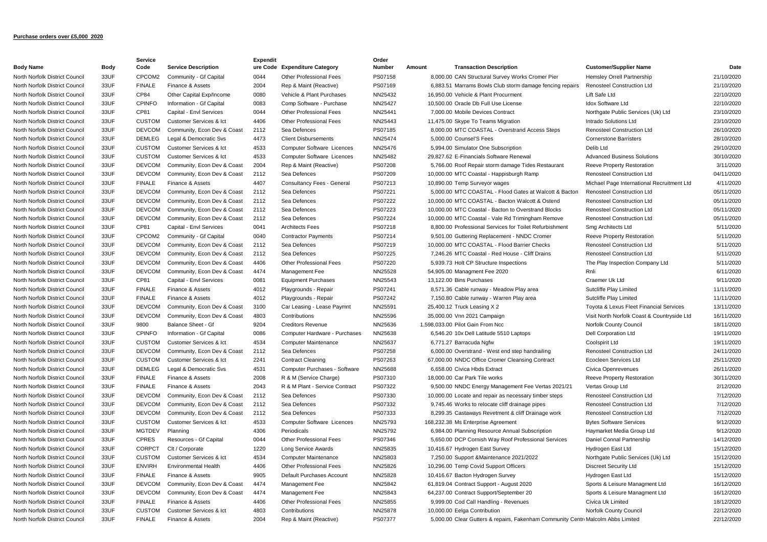**Purchase orders over £5,000 2020**

| Body Name | Body | Service Code | Service Description | Expenditure Code | Expenditure Category | Order Number | Amount | Transaction Description | Customer/Supplier Name | Date |
|---|---|---|---|---|---|---|---|---|---|---|
| North Norfolk District Council | 33UF | CPCOM2 | Community - Gf Capital | 0044 | Other Professional Fees | PS07158 | 8,000.00 | CAN Structural Survey Works Cromer Pier | Hemsley Orrell Partnership | 21/10/2020 |
| North Norfolk District Council | 33UF | FINALE | Finance & Assets | 2004 | Rep & Maint (Reactive) | PS07169 | 6,883.51 | Marrams Bowls Club storm damage fencing repairs | Renosteel Construction Ltd | 21/10/2020 |
| North Norfolk District Council | 33UF | CP84 | Other Capital Exp/Income | 0080 | Vehicle & Plant Purchases | NN25432 | 16,950.00 | Vehicle & Plant Procurment | Lift Safe Ltd | 22/10/2020 |
| North Norfolk District Council | 33UF | CPINFO | Information - Gf Capital | 0083 | Comp Software - Purchase | NN25427 | 10,500.00 | Oracle Db Full Use License | Idox Software Ltd | 22/10/2020 |
| North Norfolk District Council | 33UF | CP81 | Capital - Envl Services | 0044 | Other Professional Fees | NN25441 | 7,000.00 | Mobile Devices Contract | Northgate Public Services (Uk) Ltd | 23/10/2020 |
| North Norfolk District Council | 33UF | CUSTOM | Customer Services & Ict | 4406 | Other Professional Fees | NN25443 | 11,475.00 | Skype To Teams Migration | Intrado Solutions Ltd | 23/10/2020 |
| North Norfolk District Council | 33UF | DEVCOM | Community, Econ Dev & Coast | 2112 | Sea Defences | PS07185 | 8,000.00 | MTC COASTAL - Overstrand Access Steps | Renosteel Construction Ltd | 26/10/2020 |
| North Norfolk District Council | 33UF | DEMLEG | Legal & Democratic Svs | 4473 | Client Disbursements | NN25474 | 5,000.00 | Counsel'S Fees | Cornerstone Barristers | 28/10/2020 |
| North Norfolk District Council | 33UF | CUSTOM | Customer Services & Ict | 4533 | Computer Software Licences | NN25476 | 5,994.00 | Simulator One Subscription | Delib Ltd | 29/10/2020 |
| North Norfolk District Council | 33UF | CUSTOM | Customer Services & Ict | 4533 | Computer Software Licences | NN25482 | 29,827.62 | E-Financials Software Renewal | Advanced Business Solutions | 30/10/2020 |
| North Norfolk District Council | 33UF | DEVCOM | Community, Econ Dev & Coast | 2004 | Rep & Maint (Reactive) | PS07208 | 5,766.00 | Roof Repair storm damage Tides Restaurant | Reeve Property Restoration | 3/11/2020 |
| North Norfolk District Council | 33UF | DEVCOM | Community, Econ Dev & Coast | 2112 | Sea Defences | PS07209 | 10,000.00 | MTC Coastal - Happisburgh Ramp | Renosteel Construction Ltd | 04/11/2020 |
| North Norfolk District Council | 33UF | FINALE | Finance & Assets | 4407 | Consultancy Fees - General | PS07213 | 10,890.00 | Temp Surveyor wages | Michael Page International Recruitment Ltd | 4/11/2020 |
| North Norfolk District Council | 33UF | DEVCOM | Community, Econ Dev & Coast | 2112 | Sea Defences | PS07221 | 5,000.00 | MTC COASTAL - Flood Gates at Walcott & Bacton | Renosteel Construction Ltd | 05/11/2020 |
| North Norfolk District Council | 33UF | DEVCOM | Community, Econ Dev & Coast | 2112 | Sea Defences | PS07222 | 10,000.00 | MTC COASTAL - Bacton Walcott & Ostend | Renosteel Construction Ltd | 05/11/2020 |
| North Norfolk District Council | 33UF | DEVCOM | Community, Econ Dev & Coast | 2112 | Sea Defences | PS07223 | 10,000.00 | MTC Coastal - Bacton to Overstrand Blocks | Renosteel Construction Ltd | 05/11/2020 |
| North Norfolk District Council | 33UF | DEVCOM | Community, Econ Dev & Coast | 2112 | Sea Defences | PS07224 | 10,000.00 | MTC Coastal - Vale Rd Trimingham Remove | Renosteel Construction Ltd | 05/11/2020 |
| North Norfolk District Council | 33UF | CP81 | Capital - Envl Services | 0041 | Architects Fees | PS07218 | 8,800.00 | Professional Services for Toilet Refurbishment | Smg Architects Ltd | 5/11/2020 |
| North Norfolk District Council | 33UF | CPCOM2 | Community - Gf Capital | 0040 | Contractor Payments | PS07214 | 9,501.00 | Guttering Replacement - NNDC Cromer | Reeve Property Restoration | 5/11/2020 |
| North Norfolk District Council | 33UF | DEVCOM | Community, Econ Dev & Coast | 2112 | Sea Defences | PS07219 | 10,000.00 | MTC COASTAL - Flood Barrier Checks | Renosteel Construction Ltd | 5/11/2020 |
| North Norfolk District Council | 33UF | DEVCOM | Community, Econ Dev & Coast | 2112 | Sea Defences | PS07225 | 7,246.26 | MTC Coastal - Red House - Cliff Drains | Renosteel Construction Ltd | 5/11/2020 |
| North Norfolk District Council | 33UF | DEVCOM | Community, Econ Dev & Coast | 4406 | Other Professional Fees | PS07220 | 5,939.73 | Holt CP Structure Inspections | The Play Inspection Company Ltd | 5/11/2020 |
| North Norfolk District Council | 33UF | DEVCOM | Community, Econ Dev & Coast | 4474 | Management Fee | NN25528 | 54,905.00 | Managment Fee 2020 | Rnli | 6/11/2020 |
| North Norfolk District Council | 33UF | CP81 | Capital - Envl Services | 0081 | Equipment Purchases | NN25543 | 13,122.00 | Bins Purchases | Craemer Uk Ltd | 9/11/2020 |
| North Norfolk District Council | 33UF | FINALE | Finance & Assets | 4012 | Playgrounds - Repair | PS07241 | 8,571.36 | Cable runway - Meadow Play area | Sutcliffe Play Limited | 11/11/2020 |
| North Norfolk District Council | 33UF | FINALE | Finance & Assets | 4012 | Playgrounds - Repair | PS07242 | 7,150.80 | Cable runway - Warren Play area | Sutcliffe Play Limited | 11/11/2020 |
| North Norfolk District Council | 33UF | DEVCOM | Community, Econ Dev & Coast | 3100 | Car Leasing - Lease Paymnt | NN25591 | 25,400.12 | Truck Leasing X 2 | Toyota & Lexus Fleet Financial Services | 13/11/2020 |
| North Norfolk District Council | 33UF | DEVCOM | Community, Econ Dev & Coast | 4803 | Contributions | NN25596 | 35,000.00 | Vnn 2021 Campaign | Visit North Norfolk Coast & Countryside Ltd | 16/11/2020 |
| North Norfolk District Council | 33UF | 9800 | Balance Sheet - Gf | 9204 | Creditors Revenue | NN25636 | 1,598,033.00 | Pilot Gain From Ncc | Norfolk County Council | 18/11/2020 |
| North Norfolk District Council | 33UF | CPINFO | Information - Gf Capital | 0086 | Computer Hardware - Purchases | NN25638 | 6,546.20 | 10x Dell Latitude 5510 Laptops | Dell Corporation Ltd | 19/11/2020 |
| North Norfolk District Council | 33UF | CUSTOM | Customer Services & Ict | 4534 | Computer Maintenance | NN25637 | 6,771.27 | Barracuda Ngfw | Coolspirit Ltd | 19/11/2020 |
| North Norfolk District Council | 33UF | DEVCOM | Community, Econ Dev & Coast | 2112 | Sea Defences | PS07258 | 6,000.00 | Overstrand - West end step handrailing | Renosteel Construction Ltd | 24/11/2020 |
| North Norfolk District Council | 33UF | CUSTOM | Customer Services & Ict | 2241 | Contract Cleaning | PS07263 | 67,000.00 | NNDC Office Cromer Cleansing Contract | Ecocleen Services Ltd | 25/11/2020 |
| North Norfolk District Council | 33UF | DEMLEG | Legal & Democratic Svs | 4531 | Computer Purchases - Software | NN25688 | 6,658.00 | Civica Hbds Extract | Civica Openrevenues | 26/11/2020 |
| North Norfolk District Council | 33UF | FINALE | Finance & Assets | 2008 | R & M (Service Charge) | PS07310 | 18,000.00 | Car Park Tile works | Reeve Property Restoration | 30/11/2020 |
| North Norfolk District Council | 33UF | FINALE | Finance & Assets | 2043 | R & M Plant - Service Contract | PS07322 | 9,500.00 | NNDC Energy Management Fee Vertas 2021/21 | Vertas Group Ltd | 2/12/2020 |
| North Norfolk District Council | 33UF | DEVCOM | Community, Econ Dev & Coast | 2112 | Sea Defences | PS07330 | 10,000.00 | Locate and repair as necessary timber steps | Renosteel Construction Ltd | 7/12/2020 |
| North Norfolk District Council | 33UF | DEVCOM | Community, Econ Dev & Coast | 2112 | Sea Defences | PS07332 | 9,745.46 | Works to relocate cliff drainage pipes | Renosteel Construction Ltd | 7/12/2020 |
| North Norfolk District Council | 33UF | DEVCOM | Community, Econ Dev & Coast | 2112 | Sea Defences | PS07333 | 8,299.35 | Castaways Revetment & cliff Drainage work | Renosteel Construction Ltd | 7/12/2020 |
| North Norfolk District Council | 33UF | CUSTOM | Customer Services & Ict | 4533 | Computer Software Licences | NN25793 | 168,232.38 | Ms Enterprise Agreement | Bytes Software Services | 9/12/2020 |
| North Norfolk District Council | 33UF | MGTDEV | Planning | 4306 | Periodicals | NN25792 | 6,984.00 | Planning Resource Annual Subscription | Haymarket Media Group Ltd | 9/12/2020 |
| North Norfolk District Council | 33UF | CPRES | Resources - Gf Capital | 0044 | Other Professional Fees | PS07346 | 5,650.00 | DCP Cornish Way Roof Professional Services | Daniel Connal Partnership | 14/12/2020 |
| North Norfolk District Council | 33UF | CORPCT | Clt / Corporate | 1220 | Long Service Awards | NN25835 | 10,416.67 | Hydrogen East Survey | Hydrogen East Ltd | 15/12/2020 |
| North Norfolk District Council | 33UF | CUSTOM | Customer Services & Ict | 4534 | Computer Maintenance | NN25803 | 7,250.00 | Support &Maintenance 2021/2022 | Northgate Public Services (Uk) Ltd | 15/12/2020 |
| North Norfolk District Council | 33UF | ENVIRH | Environmental Health | 4406 | Other Professional Fees | NN25826 | 10,296.00 | Temp Covid Support Officers | Discreet Security Ltd | 15/12/2020 |
| North Norfolk District Council | 33UF | FINALE | Finance & Assets | 9905 | Default Purchases Account | NN25828 | 10,416.67 | Bacton Hydrogen Survey | Hydrogen East Ltd | 15/12/2020 |
| North Norfolk District Council | 33UF | DEVCOM | Community, Econ Dev & Coast | 4474 | Management Fee | NN25842 | 61,819.04 | Contract Support - August 2020 | Sports & Leisure Managment Ltd | 16/12/2020 |
| North Norfolk District Council | 33UF | DEVCOM | Community, Econ Dev & Coast | 4474 | Management Fee | NN25843 | 64,237.00 | Contract Support/September 20 | Sports & Leisure Managment Ltd | 16/12/2020 |
| North Norfolk District Council | 33UF | FINALE | Finance & Assets | 4406 | Other Professional Fees | NN25855 | 9,999.00 | Cod Call Handling - Revenues | Civica Uk Limited | 18/12/2020 |
| North Norfolk District Council | 33UF | CUSTOM | Customer Services & Ict | 4803 | Contributions | NN25878 | 10,000.00 | Eelga Contribution | Norfolk County Council | 22/12/2020 |
| North Norfolk District Council | 33UF | FINALE | Finance & Assets | 2004 | Rep & Maint (Reactive) | PS07377 | 5,000.00 | Clear Gutters & repairs, Fakenham Community Centr | Malcolm Abbs Limited | 22/12/2020 |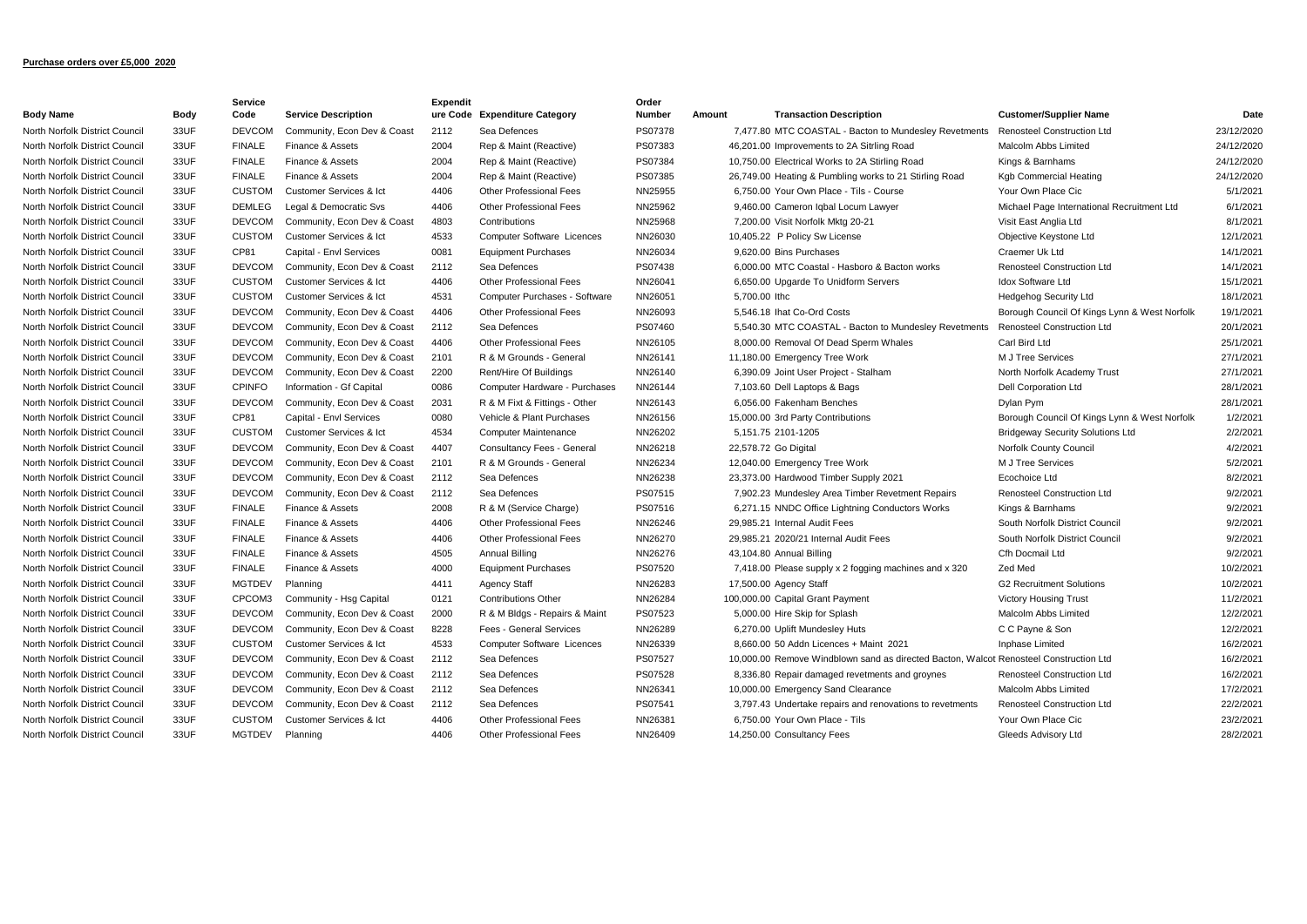**Purchase orders over £5,000 2020**

| Body Name | Body | Service Code | Service Description | Expenditure Code | Expenditure Category | Order Number | Amount | Transaction Description | Customer/Supplier Name | Date |
|---|---|---|---|---|---|---|---|---|---|---|
| North Norfolk District Council | 33UF | DEVCOM | Community, Econ Dev & Coast | 2112 | Sea Defences | PS07378 | 7,477.80 | MTC COASTAL - Bacton to Mundesley Revetments | Renosteel Construction Ltd | 23/12/2020 |
| North Norfolk District Council | 33UF | FINALE | Finance & Assets | 2004 | Rep & Maint (Reactive) | PS07383 | 46,201.00 | Improvements to 2A Sitrling Road | Malcolm Abbs Limited | 24/12/2020 |
| North Norfolk District Council | 33UF | FINALE | Finance & Assets | 2004 | Rep & Maint (Reactive) | PS07384 | 10,750.00 | Electrical Works to 2A Stirling Road | Kings & Barnhams | 24/12/2020 |
| North Norfolk District Council | 33UF | FINALE | Finance & Assets | 2004 | Rep & Maint (Reactive) | PS07385 | 26,749.00 | Heating & Pumbling works to 21 Stirling Road | Kgb Commercial Heating | 24/12/2020 |
| North Norfolk District Council | 33UF | CUSTOM | Customer Services & Ict | 4406 | Other Professional Fees | NN25955 | 6,750.00 | Your Own Place - Tils - Course | Your Own Place Cic | 5/1/2021 |
| North Norfolk District Council | 33UF | DEMLEG | Legal & Democratic Svs | 4406 | Other Professional Fees | NN25962 | 9,460.00 | Cameron Iqbal Locum Lawyer | Michael Page International Recruitment Ltd | 6/1/2021 |
| North Norfolk District Council | 33UF | DEVCOM | Community, Econ Dev & Coast | 4803 | Contributions | NN25968 | 7,200.00 | Visit Norfolk Mktg 20-21 | Visit East Anglia Ltd | 8/1/2021 |
| North Norfolk District Council | 33UF | CUSTOM | Customer Services & Ict | 4533 | Computer Software Licences | NN26030 | 10,405.22 | P Policy Sw License | Objective Keystone Ltd | 12/1/2021 |
| North Norfolk District Council | 33UF | CP81 | Capital - Envl Services | 0081 | Equipment Purchases | NN26034 | 9,620.00 | Bins Purchases | Craemer Uk Ltd | 14/1/2021 |
| North Norfolk District Council | 33UF | DEVCOM | Community, Econ Dev & Coast | 2112 | Sea Defences | PS07438 | 6,000.00 | MTC Coastal - Hasboro & Bacton works | Renosteel Construction Ltd | 14/1/2021 |
| North Norfolk District Council | 33UF | CUSTOM | Customer Services & Ict | 4406 | Other Professional Fees | NN26041 | 6,650.00 | Upgarde To Unidform Servers | Idox Software Ltd | 15/1/2021 |
| North Norfolk District Council | 33UF | CUSTOM | Customer Services & Ict | 4531 | Computer Purchases - Software | NN26051 | 5,700.00 | Ithc | Hedgehog Security Ltd | 18/1/2021 |
| North Norfolk District Council | 33UF | DEVCOM | Community, Econ Dev & Coast | 4406 | Other Professional Fees | NN26093 | 5,546.18 | Ihat Co-Ord Costs | Borough Council Of Kings Lynn & West Norfolk | 19/1/2021 |
| North Norfolk District Council | 33UF | DEVCOM | Community, Econ Dev & Coast | 2112 | Sea Defences | PS07460 | 5,540.30 | MTC COASTAL - Bacton to Mundesley Revetments | Renosteel Construction Ltd | 20/1/2021 |
| North Norfolk District Council | 33UF | DEVCOM | Community, Econ Dev & Coast | 4406 | Other Professional Fees | NN26105 | 8,000.00 | Removal Of Dead Sperm Whales | Carl Bird Ltd | 25/1/2021 |
| North Norfolk District Council | 33UF | DEVCOM | Community, Econ Dev & Coast | 2101 | R & M Grounds - General | NN26141 | 11,180.00 | Emergency Tree Work | M J Tree Services | 27/1/2021 |
| North Norfolk District Council | 33UF | DEVCOM | Community, Econ Dev & Coast | 2200 | Rent/Hire Of Buildings | NN26140 | 6,390.09 | Joint User Project - Stalham | North Norfolk Academy Trust | 27/1/2021 |
| North Norfolk District Council | 33UF | CPINFO | Information - Gf Capital | 0086 | Computer Hardware - Purchases | NN26144 | 7,103.60 | Dell Laptops & Bags | Dell Corporation Ltd | 28/1/2021 |
| North Norfolk District Council | 33UF | DEVCOM | Community, Econ Dev & Coast | 2031 | R & M Fixt & Fittings - Other | NN26143 | 6,056.00 | Fakenham Benches | Dylan Pym | 28/1/2021 |
| North Norfolk District Council | 33UF | CP81 | Capital - Envl Services | 0080 | Vehicle & Plant Purchases | NN26156 | 15,000.00 | 3rd Party Contributions | Borough Council Of Kings Lynn & West Norfolk | 1/2/2021 |
| North Norfolk District Council | 33UF | CUSTOM | Customer Services & Ict | 4534 | Computer Maintenance | NN26202 | 5,151.75 | 2101-1205 | Bridgeway Security Solutions Ltd | 2/2/2021 |
| North Norfolk District Council | 33UF | DEVCOM | Community, Econ Dev & Coast | 4407 | Consultancy Fees - General | NN26218 | 22,578.72 | Go Digital | Norfolk County Council | 4/2/2021 |
| North Norfolk District Council | 33UF | DEVCOM | Community, Econ Dev & Coast | 2101 | R & M Grounds - General | NN26234 | 12,040.00 | Emergency Tree Work | M J Tree Services | 5/2/2021 |
| North Norfolk District Council | 33UF | DEVCOM | Community, Econ Dev & Coast | 2112 | Sea Defences | NN26238 | 23,373.00 | Hardwood Timber Supply 2021 | Ecochoice Ltd | 8/2/2021 |
| North Norfolk District Council | 33UF | DEVCOM | Community, Econ Dev & Coast | 2112 | Sea Defences | PS07515 | 7,902.23 | Mundesley Area Timber Revetment Repairs | Renosteel Construction Ltd | 9/2/2021 |
| North Norfolk District Council | 33UF | FINALE | Finance & Assets | 2008 | R & M (Service Charge) | PS07516 | 6,271.15 | NNDC Office Lightning Conductors Works | Kings & Barnhams | 9/2/2021 |
| North Norfolk District Council | 33UF | FINALE | Finance & Assets | 4406 | Other Professional Fees | NN26246 | 29,985.21 | Internal Audit Fees | South Norfolk District Council | 9/2/2021 |
| North Norfolk District Council | 33UF | FINALE | Finance & Assets | 4406 | Other Professional Fees | NN26270 | 29,985.21 | 2020/21 Internal Audit Fees | South Norfolk District Council | 9/2/2021 |
| North Norfolk District Council | 33UF | FINALE | Finance & Assets | 4505 | Annual Billing | NN26276 | 43,104.80 | Annual Billing | Cfh Docmail Ltd | 9/2/2021 |
| North Norfolk District Council | 33UF | FINALE | Finance & Assets | 4000 | Equipment Purchases | PS07520 | 7,418.00 | Please supply x 2 fogging machines and x 320 | Zed Med | 10/2/2021 |
| North Norfolk District Council | 33UF | MGTDEV | Planning | 4411 | Agency Staff | NN26283 | 17,500.00 | Agency Staff | G2 Recruitment Solutions | 10/2/2021 |
| North Norfolk District Council | 33UF | CPCOM3 | Community - Hsg Capital | 0121 | Contributions Other | NN26284 | 100,000.00 | Capital Grant Payment | Victory Housing Trust | 11/2/2021 |
| North Norfolk District Council | 33UF | DEVCOM | Community, Econ Dev & Coast | 2000 | R & M Bldgs - Repairs & Maint | PS07523 | 5,000.00 | Hire Skip for Splash | Malcolm Abbs Limited | 12/2/2021 |
| North Norfolk District Council | 33UF | DEVCOM | Community, Econ Dev & Coast | 8228 | Fees - General Services | NN26289 | 6,270.00 | Uplift Mundesley Huts | C C Payne & Son | 12/2/2021 |
| North Norfolk District Council | 33UF | CUSTOM | Customer Services & Ict | 4533 | Computer Software Licences | NN26339 | 8,660.00 | 50 Addn Licences + Maint 2021 | Inphase Limited | 16/2/2021 |
| North Norfolk District Council | 33UF | DEVCOM | Community, Econ Dev & Coast | 2112 | Sea Defences | PS07527 | 10,000.00 | Remove Windblown sand as directed Bacton, Walcot | Renosteel Construction Ltd | 16/2/2021 |
| North Norfolk District Council | 33UF | DEVCOM | Community, Econ Dev & Coast | 2112 | Sea Defences | PS07528 | 8,336.80 | Repair damaged revetments and groynes | Renosteel Construction Ltd | 16/2/2021 |
| North Norfolk District Council | 33UF | DEVCOM | Community, Econ Dev & Coast | 2112 | Sea Defences | NN26341 | 10,000.00 | Emergency Sand Clearance | Malcolm Abbs Limited | 17/2/2021 |
| North Norfolk District Council | 33UF | DEVCOM | Community, Econ Dev & Coast | 2112 | Sea Defences | PS07541 | 3,797.43 | Undertake repairs and renovations to revetments | Renosteel Construction Ltd | 22/2/2021 |
| North Norfolk District Council | 33UF | CUSTOM | Customer Services & Ict | 4406 | Other Professional Fees | NN26381 | 6,750.00 | Your Own Place - Tils | Your Own Place Cic | 23/2/2021 |
| North Norfolk District Council | 33UF | MGTDEV | Planning | 4406 | Other Professional Fees | NN26409 | 14,250.00 | Consultancy Fees | Gleeds Advisory Ltd | 28/2/2021 |